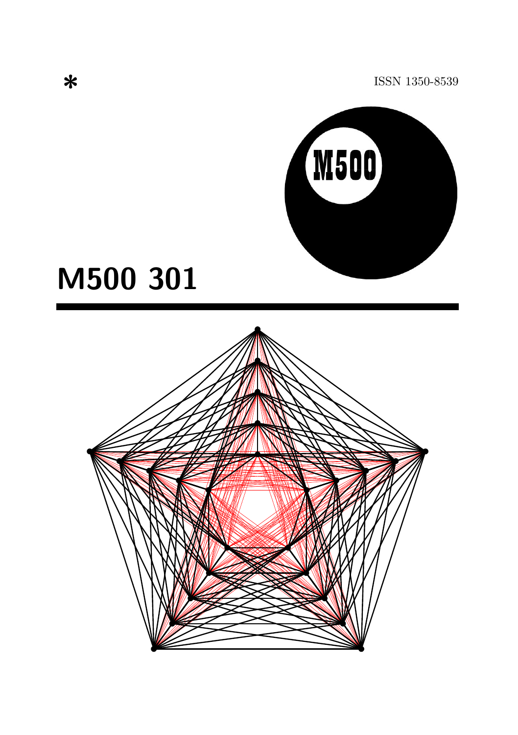*

ISSN 1350-8539

M500

# M500 301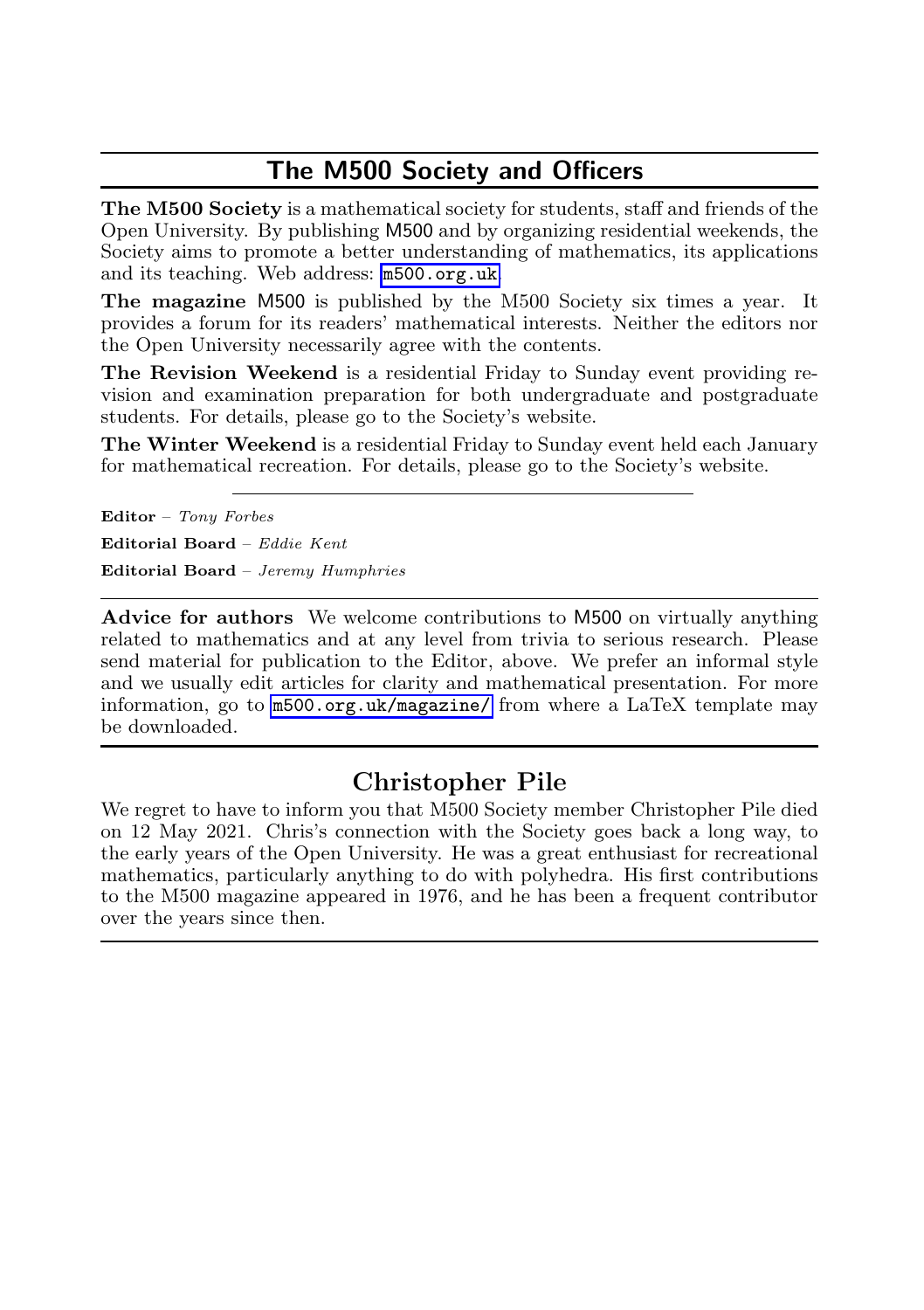## The M500 Society and Officers

**The M500 Society** is a mathematical society for students, staff and friends of the Open University. By publishing M500 and by organizing residential weekends, the Society aims to promote a better understanding of mathematics, its applications and its teaching. Web address: m500.org.uk.

**The magazine** M500 is published by the M500 Society six times a year. It provides a forum for its readers' mathematical interests. Neither the editors nor the Open University necessarily agree with the contents.

**The Revision Weekend** is a residential Friday to Sunday event providing revision and examination preparation for both undergraduate and postgraduate students. For details, please go to the Society's website.

**The Winter Weekend** is a residential Friday to Sunday event held each January for mathematical recreation. For details, please go to the Society's website.

---

**Editor** – *Tony Forbes*

**Editorial Board** – *Eddie Kent*

**Editorial Board** – *Jeremy Humphries*

---

**Advice for authors** We welcome contributions to M500 on virtually anything related to mathematics and at any level from trivia to serious research. Please send material for publication to the Editor, above. We prefer an informal style and we usually edit articles for clarity and mathematical presentation. For more information, go to m500.org.uk/magazine/ from where a LaTeX template may be downloaded.

---

## Christopher Pile

We regret to have to inform you that M500 Society member Christopher Pile died on 12 May 2021. Chris's connection with the Society goes back a long way, to the early years of the Open University. He was a great enthusiast for recreational mathematics, particularly anything to do with polyhedra. His first contributions to the M500 magazine appeared in 1976, and he has been a frequent contributor over the years since then.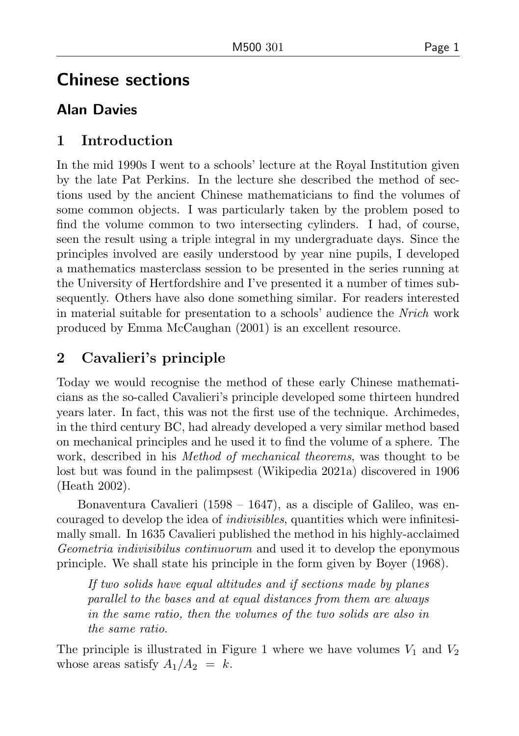# Chinese sections

## Alan Davies

## 1 Introduction

In the mid 1990s I went to a schools' lecture at the Royal Institution given by the late Pat Perkins. In the lecture she described the method of sections used by the ancient Chinese mathematicians to find the volumes of some common objects. I was particularly taken by the problem posed to find the volume common to two intersecting cylinders. I had, of course, seen the result using a triple integral in my undergraduate days. Since the principles involved are easily understood by year nine pupils, I developed a mathematics masterclass session to be presented in the series running at the University of Hertfordshire and I've presented it a number of times subsequently. Others have also done something similar. For readers interested in material suitable for presentation to a schools' audience the *Nrich* work produced by Emma McCaughan (2001) is an excellent resource.

## 2 Cavalieri's principle

Today we would recognise the method of these early Chinese mathematicians as the so-called Cavalieri's principle developed some thirteen hundred years later. In fact, this was not the first use of the technique. Archimedes, in the third century BC, had already developed a very similar method based on mechanical principles and he used it to find the volume of a sphere. The work, described in his *Method of mechanical theorems*, was thought to be lost but was found in the palimpsest (Wikipedia 2021a) discovered in 1906 (Heath 2002).

Bonaventura Cavalieri (1598 – 1647), as a disciple of Galileo, was encouraged to develop the idea of *indivisibles*, quantities which were infinitesimally small. In 1635 Cavalieri published the method in his highly-acclaimed *Geometria indivisibilus continuorum* and used it to develop the eponymous principle. We shall state his principle in the form given by Boyer (1968).

> *If two solids have equal altitudes and if sections made by planes parallel to the bases and at equal distances from them are always in the same ratio, then the volumes of the two solids are also in the same ratio.*

The principle is illustrated in Figure 1 where we have volumes $V_1$ and $V_2$ whose areas satisfy $A_1/A_2 = k$.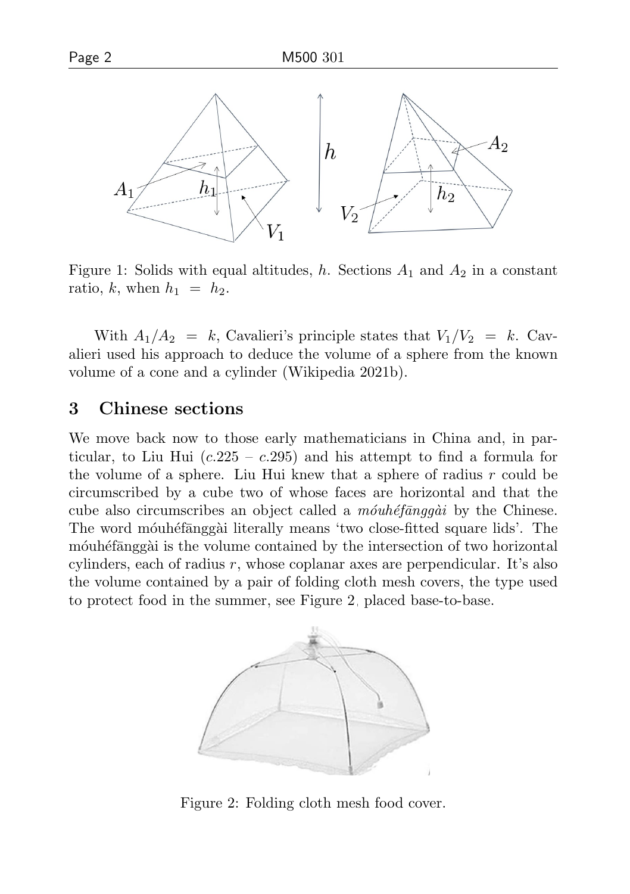Figure 1: Solids with equal altitudes, $h$. Sections $A_1$ and $A_2$ in a constant ratio, $k$, when $h_1 = h_2$.

With $A_1/A_2 = k$, Cavalieri's principle states that $V_1/V_2 = k$. Cavalieri used his approach to deduce the volume of a sphere from the known volume of a cone and a cylinder (Wikipedia 2021b).

## 3 Chinese sections

We move back now to those early mathematicians in China and, in particular, to Liu Hui (*c*.225 – *c*.295) and his attempt to find a formula for the volume of a sphere. Liu Hui knew that a sphere of radius $r$ could be circumscribed by a cube two of whose faces are horizontal and that the cube also circumscribes an object called a *móuhéfānggài* by the Chinese. The word móuhéfānggài literally means 'two close-fitted square lids'. The móuhéfānggài is the volume contained by the intersection of two horizontal cylinders, each of radius $r$, whose coplanar axes are perpendicular. It's also the volume contained by a pair of folding cloth mesh covers, the type used to protect food in the summer, see Figure 2, placed base-to-base.

Figure 2: Folding cloth mesh food cover.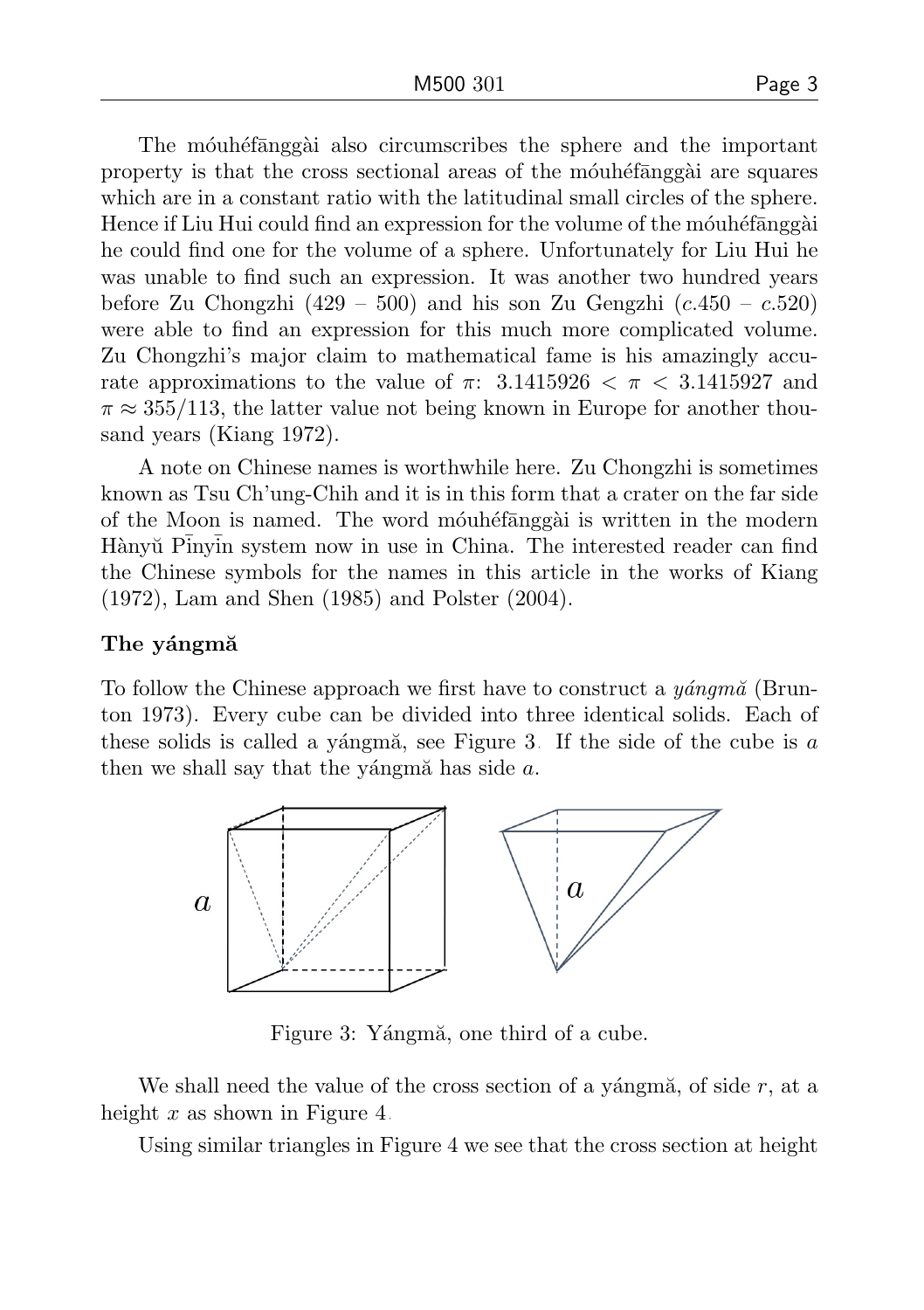The móuhéfānggài also circumscribes the sphere and the important property is that the cross sectional areas of the móuhéfānggài are squares which are in a constant ratio with the latitudinal small circles of the sphere. Hence if Liu Hui could find an expression for the volume of the móuhéfānggài he could find one for the volume of a sphere. Unfortunately for Liu Hui he was unable to find such an expression. It was another two hundred years before Zu Chongzhi (429 – 500) and his son Zu Gengzhi (*c*.450 – *c*.520) were able to find an expression for this much more complicated volume. Zu Chongzhi's major claim to mathematical fame is his amazingly accurate approximations to the value of $\pi$: $3.1415926 < \pi < 3.1415927$ and $\pi \approx 355/113$, the latter value not being known in Europe for another thousand years (Kiang 1972).

A note on Chinese names is worthwhile here. Zu Chongzhi is sometimes known as Tsu Ch'ung-Chih and it is in this form that a crater on the far side of the Moon is named. The word móuhéfānggài is written in the modern Hànyǔ Pīnyīn system now in use in China. The interested reader can find the Chinese symbols for the names in this article in the works of Kiang (1972), Lam and Shen (1985) and Polster (2004).

### The yángmǎ

To follow the Chinese approach we first have to construct a *yángmǎ* (Brunton 1973). Every cube can be divided into three identical solids. Each of these solids is called a yángmǎ, see Figure 3. If the side of the cube is $a$ then we shall say that the yángmǎ has side $a$.

Figure 3: Yángmǎ, one third of a cube.

We shall need the value of the cross section of a yángmǎ, of side $r$, at a height $x$ as shown in Figure 4.

Using similar triangles in Figure 4 we see that the cross section at height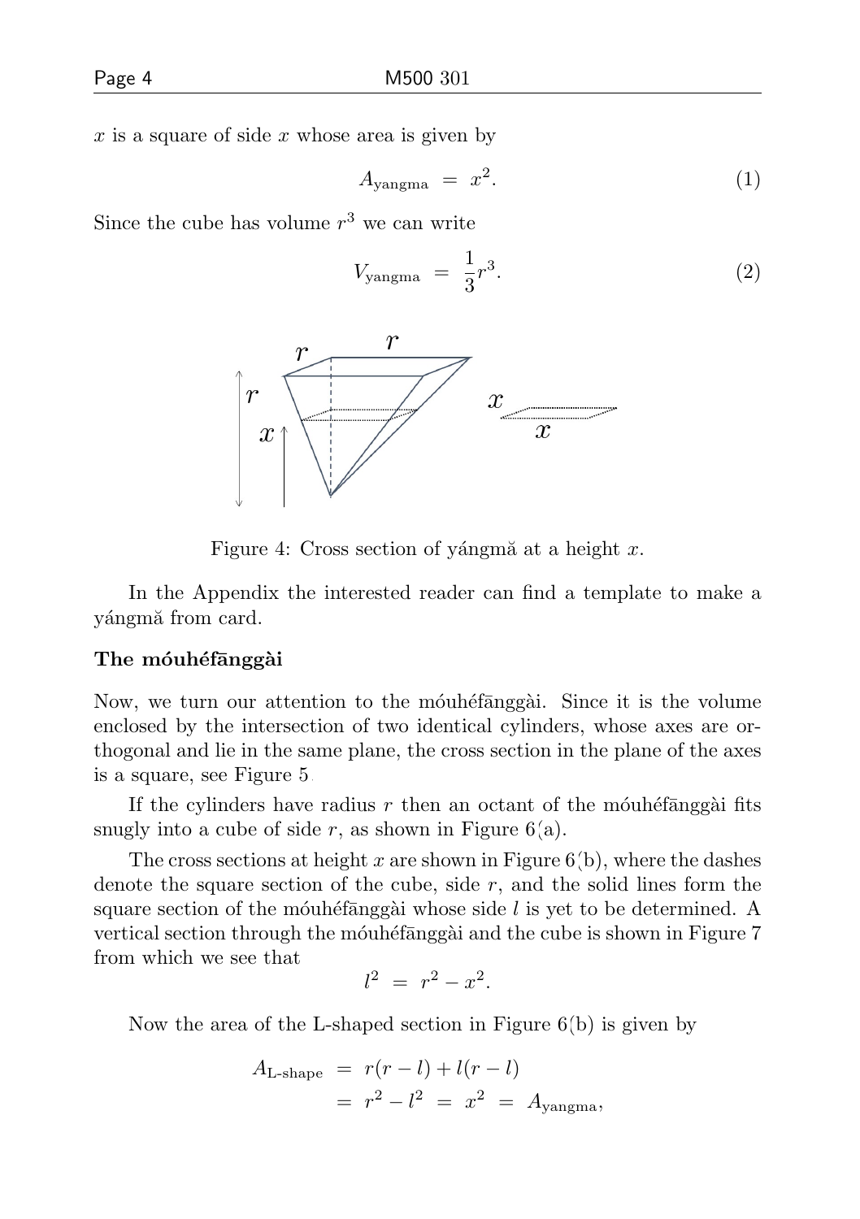$x$ is a square of side $x$ whose area is given by

$$A_{\text{yangma}} = x^2. \tag{1}$$

Since the cube has volume $r^3$ we can write

$$V_{\text{yangma}} = \frac{1}{3}r^3. \tag{2}$$

Figure 4: Cross section of yángmǎ at a height $x$.

In the Appendix the interested reader can find a template to make a yángmǎ from card.

**The móuhéfānggài**

Now, we turn our attention to the móuhéfānggài. Since it is the volume enclosed by the intersection of two identical cylinders, whose axes are orthogonal and lie in the same plane, the cross section in the plane of the axes is a square, see Figure 5.

If the cylinders have radius $r$ then an octant of the móuhéfānggài fits snugly into a cube of side $r$, as shown in Figure 6(a).

The cross sections at height $x$ are shown in Figure 6(b), where the dashes denote the square section of the cube, side $r$, and the solid lines form the square section of the móuhéfānggài whose side $l$ is yet to be determined. A vertical section through the móuhéfānggài and the cube is shown in Figure 7 from which we see that

$$l^2 = r^2 - x^2.$$

Now the area of the L-shaped section in Figure 6(b) is given by

$$\begin{aligned} A_{\text{L-shape}} &= r(r-l) + l(r-l) \\ &= r^2 - l^2 = x^2 = A_{\text{yangma}}, \end{aligned}$$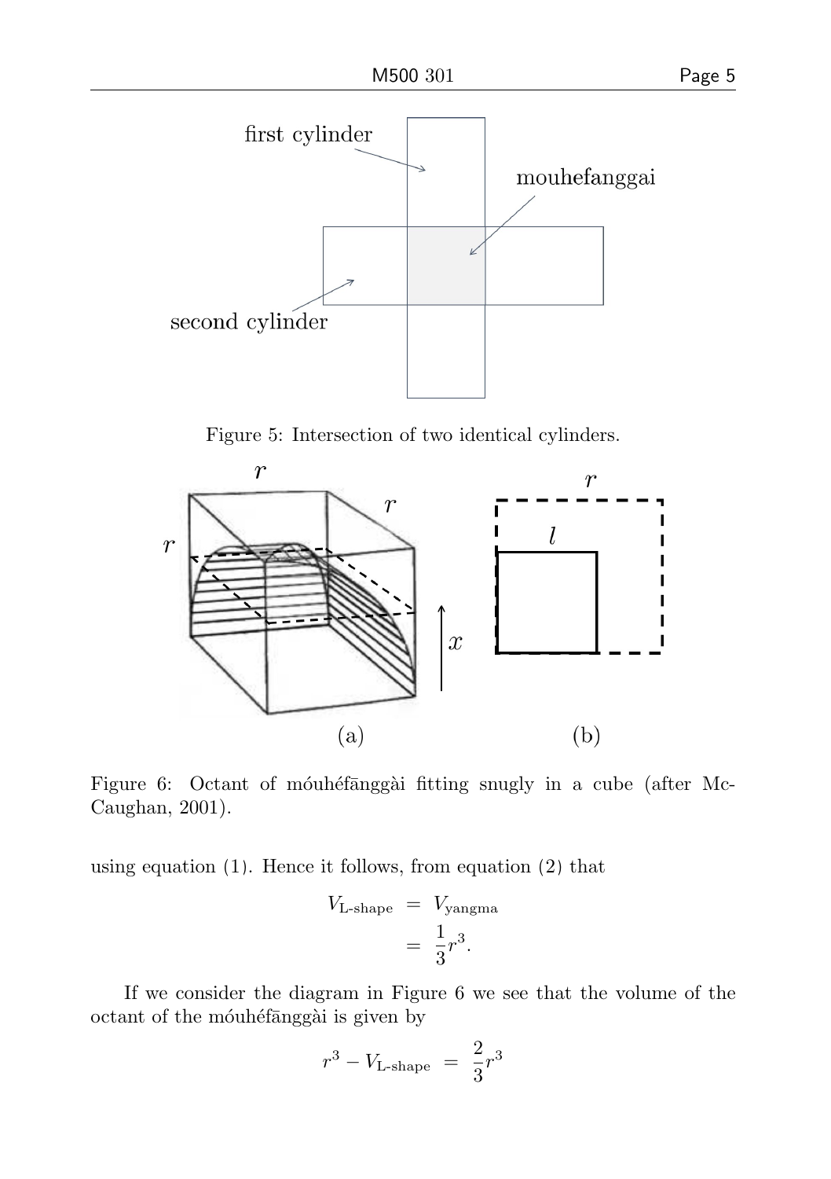Figure 5: Intersection of two identical cylinders.

Figure 6: Octant of móuhéfānggài fitting snugly in a cube (after McCaughan, 2001).

using equation (1). Hence it follows, from equation (2) that

$$
\begin{aligned}
V_{\text{L-shape}} &= V_{\text{yangma}} \\
&= \frac{1}{3}r^3.
\end{aligned}
$$

If we consider the diagram in Figure 6 we see that the volume of the octant of the móuhéfānggài is given by

$$
r^3 - V_{\text{L-shape}} = \frac{2}{3}r^3
$$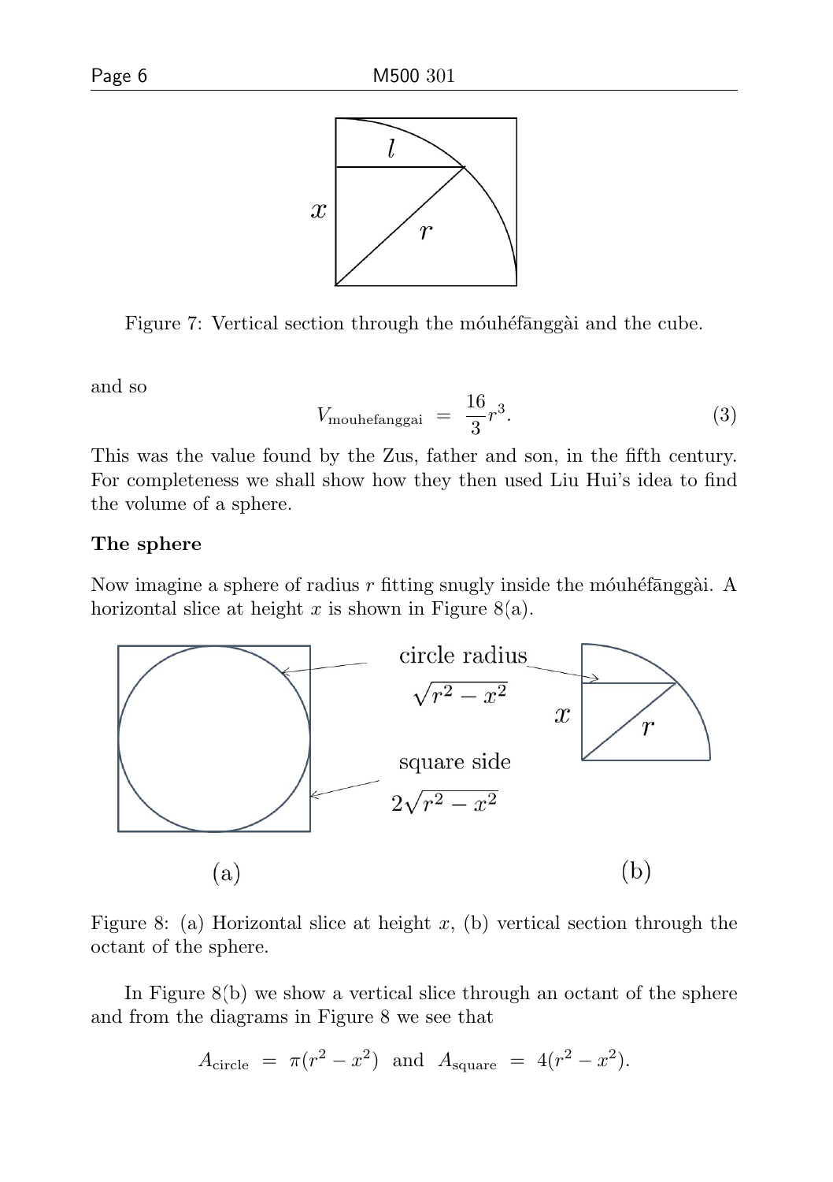Figure 7: Vertical section through the móuhéfānggài and the cube.

and so

$$V_{\text{mouhefanggai}} = \frac{16}{3}r^3. \tag{3}$$

This was the value found by the Zus, father and son, in the fifth century. For completeness we shall show how they then used Liu Hui's idea to find the volume of a sphere.

**The sphere**

Now imagine a sphere of radius $r$ fitting snugly inside the móuhéfānggài. A horizontal slice at height $x$ is shown in Figure 8(a).

Figure 8: (a) Horizontal slice at height $x$, (b) vertical section through the octant of the sphere.

In Figure 8(b) we show a vertical slice through an octant of the sphere and from the diagrams in Figure 8 we see that

$$A_{\text{circle}} = \pi(r^2 - x^2) \text{ and } A_{\text{square}} = 4(r^2 - x^2).$$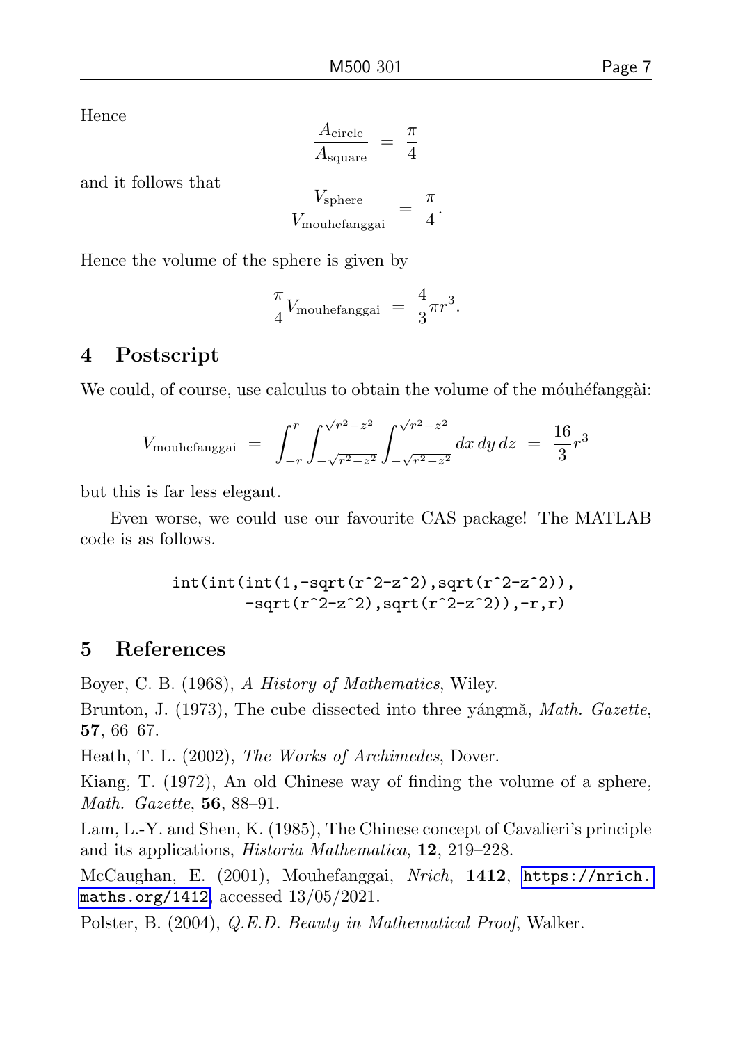Hence

$$\frac{A_{\text{circle}}}{A_{\text{square}}} = \frac{\pi}{4}$$

and it follows that

$$\frac{V_{\text{sphere}}}{V_{\text{mouhefanggai}}} = \frac{\pi}{4}.$$

Hence the volume of the sphere is given by

$$\frac{\pi}{4} V_{\text{mouhefanggai}} = \frac{4}{3}\pi r^3.$$

## 4 Postscript

We could, of course, use calculus to obtain the volume of the móuhéfānggài:

$$V_{\text{mouhefanggai}} = \int_{-r}^{r} \int_{-\sqrt{r^2-z^2}}^{\sqrt{r^2-z^2}} \int_{-\sqrt{r^2-z^2}}^{\sqrt{r^2-z^2}} dx\, dy\, dz = \frac{16}{3} r^3$$

but this is far less elegant.

Even worse, we could use our favourite CAS package! The MATLAB code is as follows.

```
int(int(int(1,-sqrt(r^2-z^2),sqrt(r^2-z^2)),
        -sqrt(r^2-z^2),sqrt(r^2-z^2)),-r,r)
```

## 5 References

Boyer, C. B. (1968), *A History of Mathematics*, Wiley.

Brunton, J. (1973), The cube dissected into three yángmǎ, *Math. Gazette*, **57**, 66–67.

Heath, T. L. (2002), *The Works of Archimedes*, Dover.

Kiang, T. (1972), An old Chinese way of finding the volume of a sphere, *Math. Gazette*, **56**, 88–91.

Lam, L.-Y. and Shen, K. (1985), The Chinese concept of Cavalieri's principle and its applications, *Historia Mathematica*, **12**, 219–228.

McCaughan, E. (2001), Mouhefanggai, *Nrich*, **1412**, https://nrich.maths.org/1412, accessed 13/05/2021.

Polster, B. (2004), *Q.E.D. Beauty in Mathematical Proof*, Walker.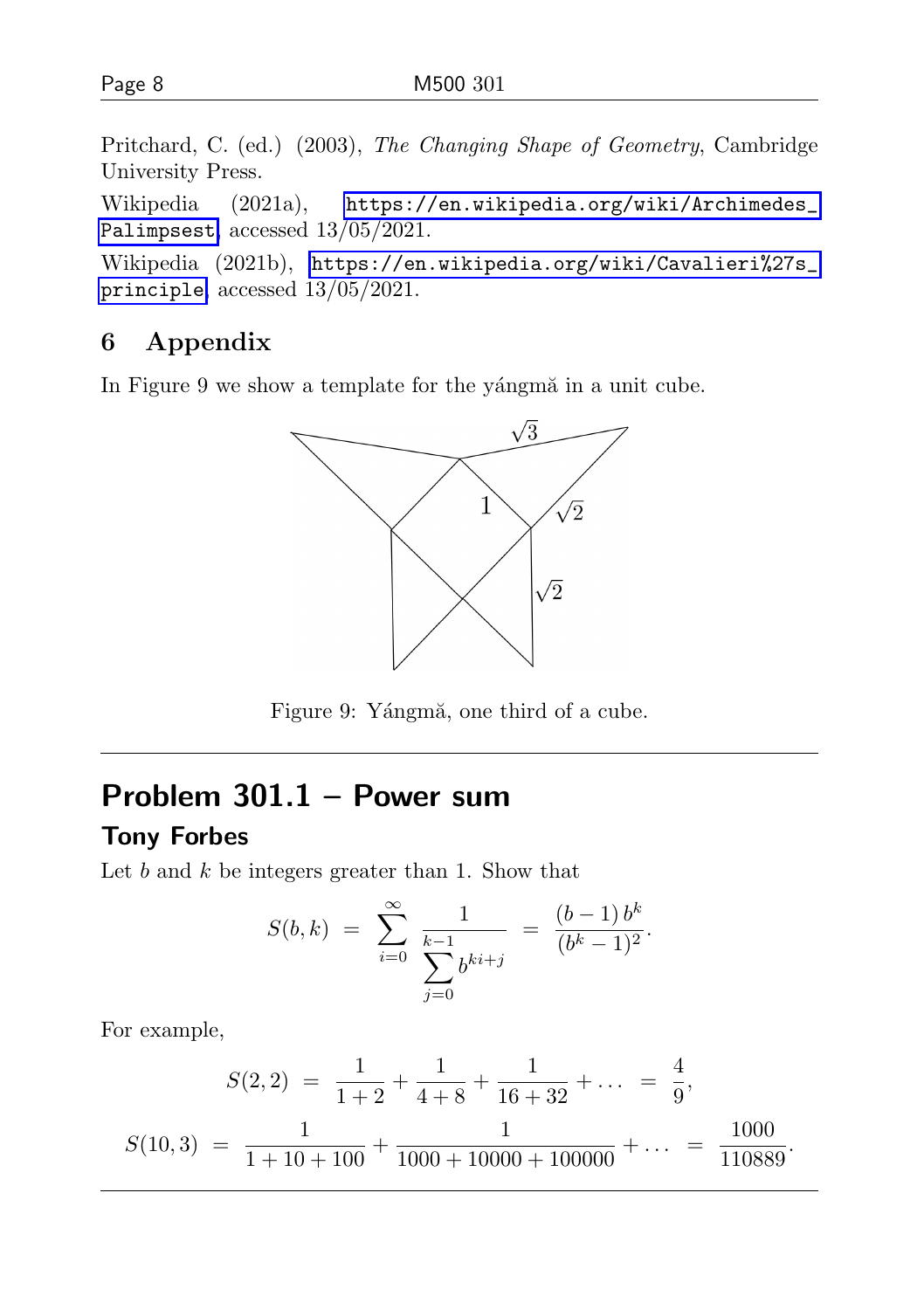Pritchard, C. (ed.) (2003), *The Changing Shape of Geometry*, Cambridge University Press.

Wikipedia (2021a), https://en.wikipedia.org/wiki/Archimedes_Palimpsest, accessed 13/05/2021.

Wikipedia (2021b), https://en.wikipedia.org/wiki/Cavalieri%27s_principle, accessed 13/05/2021.

## 6 Appendix

In Figure 9 we show a template for the yángmǎ in a unit cube.

Figure 9: Yángmǎ, one third of a cube.

---

# Problem 301.1 – Power sum

### Tony Forbes

Let $b$ and $k$ be integers greater than 1. Show that

$$S(b,k) \;=\; \sum_{i=0}^{\infty} \frac{1}{\displaystyle\sum_{j=0}^{k-1} b^{ki+j}} \;=\; \frac{(b-1)\,b^k}{(b^k-1)^2}.$$

For example,

$$S(2,2) \;=\; \frac{1}{1+2} + \frac{1}{4+8} + \frac{1}{16+32} + \ldots \;=\; \frac{4}{9},$$

$$S(10,3) \;=\; \frac{1}{1+10+100} + \frac{1}{1000+10000+100000} + \ldots \;=\; \frac{1000}{110889}.$$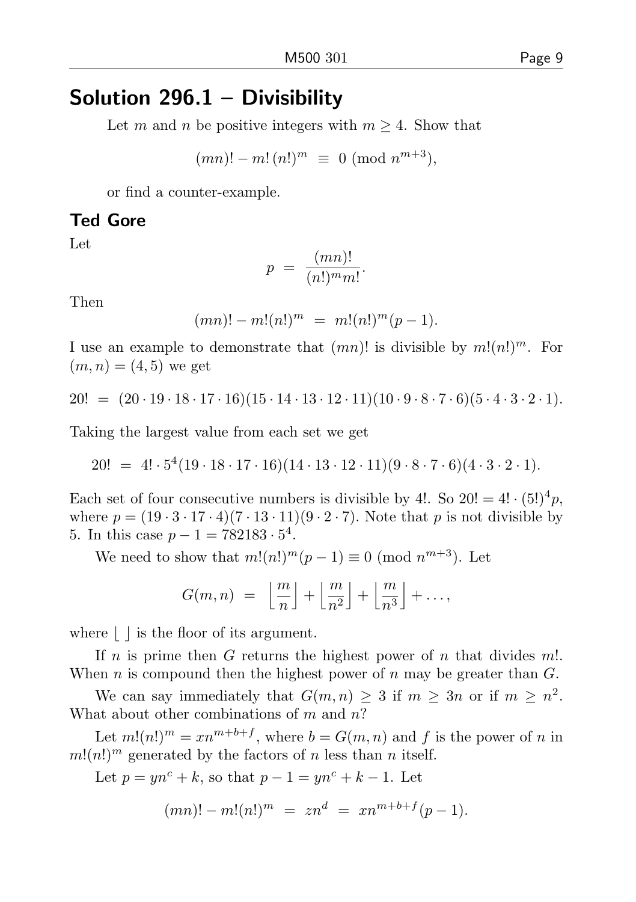## Solution 296.1 – Divisibility

Let $m$ and $n$ be positive integers with $m \geq 4$. Show that

$$(mn)! - m!\,(n!)^m \;\equiv\; 0 \pmod{n^{m+3}},$$

or find a counter-example.

### Ted Gore

Let

$$p \;=\; \frac{(mn)!}{(n!)^m m!}.$$

Then

$$(mn)! - m!(n!)^m \;=\; m!(n!)^m(p-1).$$

I use an example to demonstrate that $(mn)!$ is divisible by $m!(n!)^m$. For $(m,n) = (4,5)$ we get

$$20! \;=\; (20 \cdot 19 \cdot 18 \cdot 17 \cdot 16)(15 \cdot 14 \cdot 13 \cdot 12 \cdot 11)(10 \cdot 9 \cdot 8 \cdot 7 \cdot 6)(5 \cdot 4 \cdot 3 \cdot 2 \cdot 1).$$

Taking the largest value from each set we get

$$20! \;=\; 4! \cdot 5^4(19 \cdot 18 \cdot 17 \cdot 16)(14 \cdot 13 \cdot 12 \cdot 11)(9 \cdot 8 \cdot 7 \cdot 6)(4 \cdot 3 \cdot 2 \cdot 1).$$

Each set of four consecutive numbers is divisible by 4!. So $20! = 4! \cdot (5!)^4 p$, where $p = (19 \cdot 3 \cdot 17 \cdot 4)(7 \cdot 13 \cdot 11)(9 \cdot 2 \cdot 7)$. Note that $p$ is not divisible by 5. In this case $p - 1 = 782183 \cdot 5^4$.

We need to show that $m!(n!)^m(p-1) \equiv 0 \pmod{n^{m+3}}$. Let

$$G(m,n) \;=\; \left\lfloor \frac{m}{n} \right\rfloor + \left\lfloor \frac{m}{n^2} \right\rfloor + \left\lfloor \frac{m}{n^3} \right\rfloor + \ldots,$$

where $\lfloor\ \rfloor$ is the floor of its argument.

If $n$ is prime then $G$ returns the highest power of $n$ that divides $m!$. When $n$ is compound then the highest power of $n$ may be greater than $G$.

We can say immediately that $G(m,n) \geq 3$ if $m \geq 3n$ or if $m \geq n^2$. What about other combinations of $m$ and $n$?

Let $m!(n!)^m = xn^{m+b+f}$, where $b = G(m,n)$ and $f$ is the power of $n$ in $m!(n!)^m$ generated by the factors of $n$ less than $n$ itself.

Let $p = yn^c + k$, so that $p - 1 = yn^c + k - 1$. Let

$$(mn)! - m!(n!)^m \;=\; zn^d \;=\; xn^{m+b+f}(p-1).$$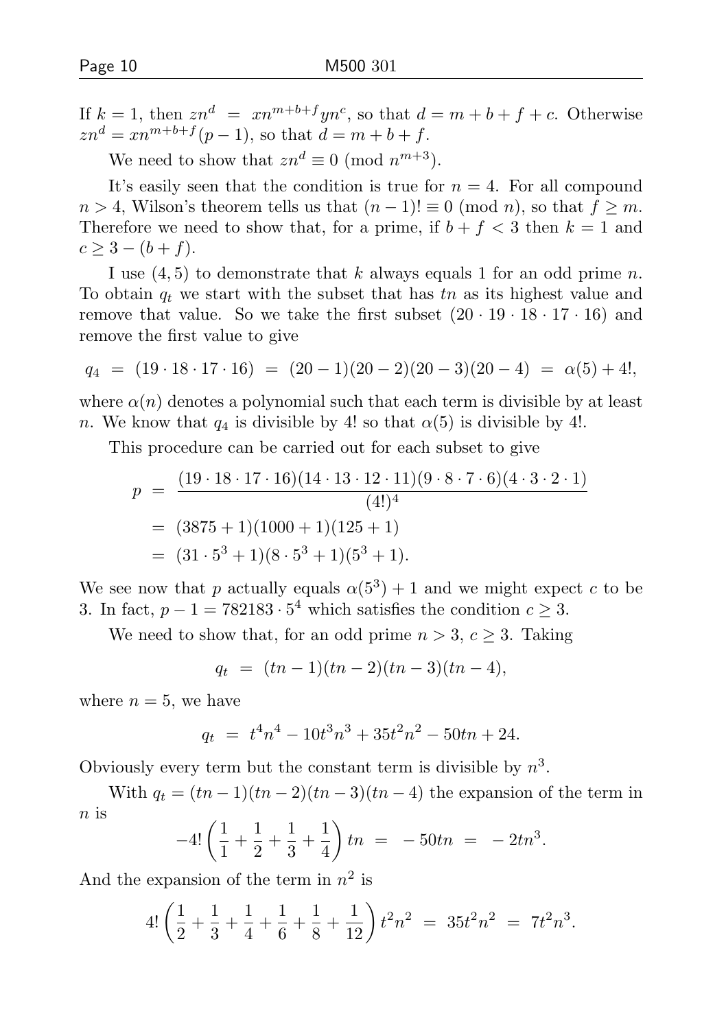If $k = 1$, then $zn^d = xn^{m+b+f}yn^c$, so that $d = m + b + f + c$. Otherwise $zn^d = xn^{m+b+f}(p - 1)$, so that $d = m + b + f$.

We need to show that $zn^d \equiv 0 \pmod{n^{m+3}}$.

It's easily seen that the condition is true for $n = 4$. For all compound $n > 4$, Wilson's theorem tells us that $(n - 1)! \equiv 0 \pmod{n}$, so that $f \geq m$. Therefore we need to show that, for a prime, if $b + f < 3$ then $k = 1$ and $c \geq 3 - (b + f)$.

I use $(4, 5)$ to demonstrate that $k$ always equals 1 for an odd prime $n$. To obtain $q_t$ we start with the subset that has $tn$ as its highest value and remove that value. So we take the first subset $(20 \cdot 19 \cdot 18 \cdot 17 \cdot 16)$ and remove the first value to give

$$q_4 \;=\; (19 \cdot 18 \cdot 17 \cdot 16) \;=\; (20 - 1)(20 - 2)(20 - 3)(20 - 4) \;=\; \alpha(5) + 4!,$$

where $\alpha(n)$ denotes a polynomial such that each term is divisible by at least $n$. We know that $q_4$ is divisible by 4! so that $\alpha(5)$ is divisible by 4!.

This procedure can be carried out for each subset to give

$$\begin{aligned} p \;&=\; \frac{(19 \cdot 18 \cdot 17 \cdot 16)(14 \cdot 13 \cdot 12 \cdot 11)(9 \cdot 8 \cdot 7 \cdot 6)(4 \cdot 3 \cdot 2 \cdot 1)}{(4!)^4} \\ &=\; (3875 + 1)(1000 + 1)(125 + 1) \\ &=\; (31 \cdot 5^3 + 1)(8 \cdot 5^3 + 1)(5^3 + 1). \end{aligned}$$

We see now that $p$ actually equals $\alpha(5^3) + 1$ and we might expect $c$ to be 3. In fact, $p - 1 = 782183 \cdot 5^4$ which satisfies the condition $c \geq 3$.

We need to show that, for an odd prime $n > 3$, $c \geq 3$. Taking

$$q_t \;=\; (tn - 1)(tn - 2)(tn - 3)(tn - 4),$$

where $n = 5$, we have

$$q_t \;=\; t^4n^4 - 10t^3n^3 + 35t^2n^2 - 50tn + 24.$$

Obviously every term but the constant term is divisible by $n^3$.

With $q_t = (tn - 1)(tn - 2)(tn - 3)(tn - 4)$ the expansion of the term in $n$ is

$$-4!\left(\frac{1}{1} + \frac{1}{2} + \frac{1}{3} + \frac{1}{4}\right)tn \;=\; -50tn \;=\; -2tn^3.$$

And the expansion of the term in $n^2$ is

$$4!\left(\frac{1}{2} + \frac{1}{3} + \frac{1}{4} + \frac{1}{6} + \frac{1}{8} + \frac{1}{12}\right)t^2n^2 \;=\; 35t^2n^2 \;=\; 7t^2n^3.$$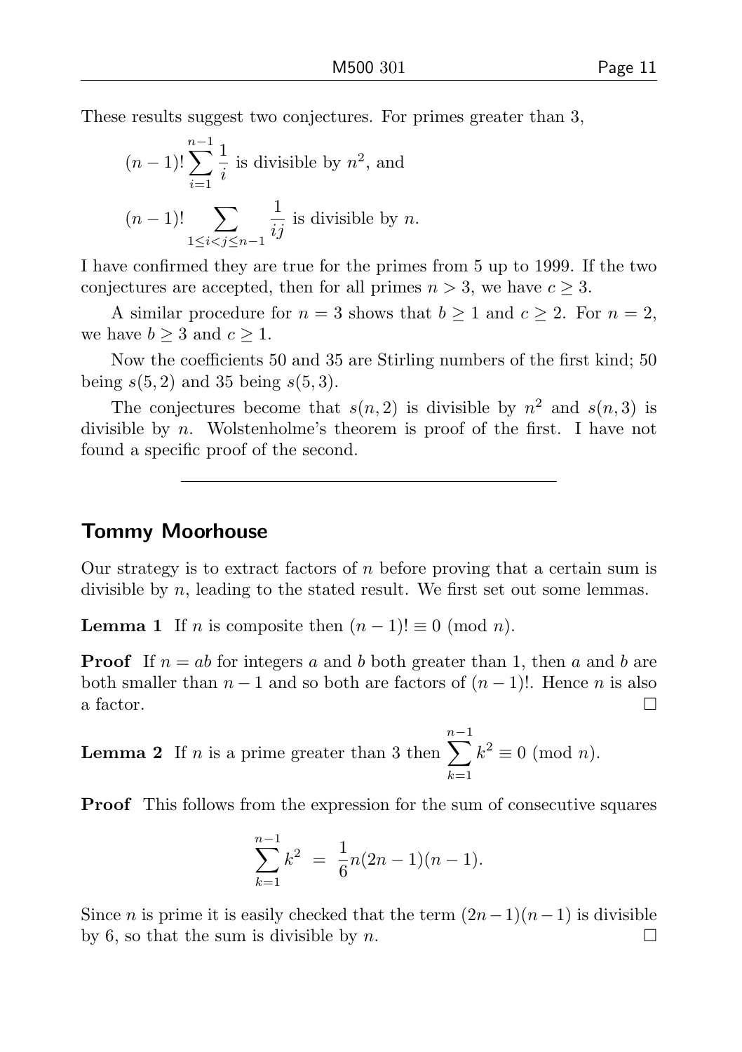These results suggest two conjectures. For primes greater than 3,

$$(n-1)!\sum_{i=1}^{n-1}\frac{1}{i} \text{ is divisible by } n^2, \text{ and}$$

$$(n-1)!\sum_{1\le i<j\le n-1}\frac{1}{ij} \text{ is divisible by } n.$$

I have confirmed they are true for the primes from 5 up to 1999. If the two conjectures are accepted, then for all primes $n > 3$, we have $c \geq 3$.

A similar procedure for $n = 3$ shows that $b \geq 1$ and $c \geq 2$. For $n = 2$, we have $b \geq 3$ and $c \geq 1$.

Now the coefficients 50 and 35 are Stirling numbers of the first kind; 50 being $s(5, 2)$ and 35 being $s(5, 3)$.

The conjectures become that $s(n, 2)$ is divisible by $n^2$ and $s(n, 3)$ is divisible by $n$. Wolstenholme's theorem is proof of the first. I have not found a specific proof of the second.

---

## Tommy Moorhouse

Our strategy is to extract factors of $n$ before proving that a certain sum is divisible by $n$, leading to the stated result. We first set out some lemmas.

**Lemma 1** If $n$ is composite then $(n-1)! \equiv 0 \pmod{n}$.

**Proof** If $n = ab$ for integers $a$ and $b$ both greater than 1, then $a$ and $b$ are both smaller than $n-1$ and so both are factors of $(n-1)!$. Hence $n$ is also a factor. □

**Lemma 2** If $n$ is a prime greater than 3 then $\sum_{k=1}^{n-1} k^2 \equiv 0 \pmod{n}$.

**Proof** This follows from the expression for the sum of consecutive squares

$$\sum_{k=1}^{n-1} k^2 = \frac{1}{6}n(2n-1)(n-1).$$

Since $n$ is prime it is easily checked that the term $(2n-1)(n-1)$ is divisible by 6, so that the sum is divisible by $n$. □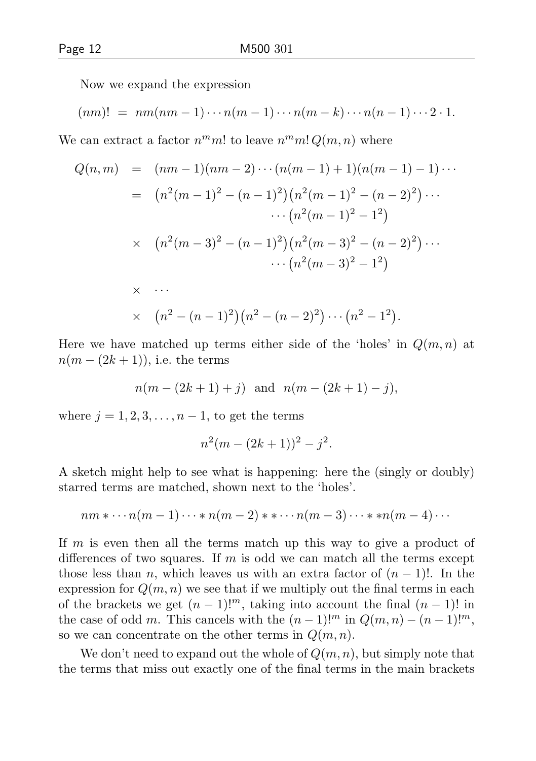Now we expand the expression

$$(nm)! \;=\; nm(nm-1)\cdots n(m-1)\cdots n(m-k)\cdots n(n-1)\cdots 2\cdot 1.$$

We can extract a factor $n^m m!$ to leave $n^m m!\,Q(m,n)$ where

$$\begin{aligned}
Q(n,m) &= (nm-1)(nm-2)\cdots(n(m-1)+1)(n(m-1)-1)\cdots \\
&= \big(n^2(m-1)^2-(n-1)^2\big)\big(n^2(m-1)^2-(n-2)^2\big)\cdots \\
&\qquad\qquad \cdots\big(n^2(m-1)^2-1^2\big) \\
&\times\;\; \big(n^2(m-3)^2-(n-1)^2\big)\big(n^2(m-3)^2-(n-2)^2\big)\cdots \\
&\qquad\qquad \cdots\big(n^2(m-3)^2-1^2\big) \\
&\times\;\; \cdots \\
&\times\;\; \big(n^2-(n-1)^2\big)\big(n^2-(n-2)^2\big)\cdots\big(n^2-1^2\big).
\end{aligned}$$

Here we have matched up terms either side of the 'holes' in $Q(m,n)$ at $n(m-(2k+1))$, i.e. the terms

$$n(m-(2k+1)+j) \;\;\text{and}\;\; n(m-(2k+1)-j),$$

where $j = 1,2,3,\ldots,n-1$, to get the terms

$$n^2(m-(2k+1))^2 - j^2.$$

A sketch might help to see what is happening: here the (singly or doubly) starred terms are matched, shown next to the 'holes'.

$$nm*\cdots n(m-1)\cdots * n(m-2)**\cdots n(m-3)\cdots ** n(m-4)\cdots$$

If $m$ is even then all the terms match up this way to give a product of differences of two squares. If $m$ is odd we can match all the terms except those less than $n$, which leaves us with an extra factor of $(n-1)!$. In the expression for $Q(m,n)$ we see that if we multiply out the final terms in each of the brackets we get $(n-1)!^m$, taking into account the final $(n-1)!$ in the case of odd $m$. This cancels with the $(n-1)!^m$ in $Q(m,n)-(n-1)!^m$, so we can concentrate on the other terms in $Q(m,n)$.

We don't need to expand out the whole of $Q(m,n)$, but simply note that the terms that miss out exactly one of the final terms in the main brackets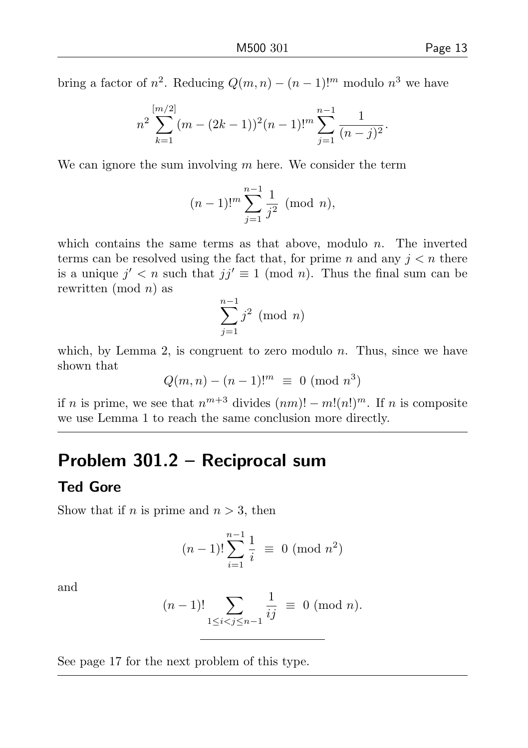bring a factor of $n^2$. Reducing $Q(m,n) - (n-1)!^m$ modulo $n^3$ we have

$$n^2 \sum_{k=1}^{[m/2]} (m - (2k-1))^2 (n-1)!^m \sum_{j=1}^{n-1} \frac{1}{(n-j)^2}.$$

We can ignore the sum involving $m$ here. We consider the term

$$(n-1)!^m \sum_{j=1}^{n-1} \frac{1}{j^2} \pmod{n},$$

which contains the same terms as that above, modulo $n$. The inverted terms can be resolved using the fact that, for prime $n$ and any $j < n$ there is a unique $j' < n$ such that $jj' \equiv 1 \pmod{n}$. Thus the final sum can be rewritten $(\text{mod } n)$ as

$$\sum_{j=1}^{n-1} j^2 \pmod{n}$$

which, by Lemma 2, is congruent to zero modulo $n$. Thus, since we have shown that

$$Q(m,n) - (n-1)!^m \;\equiv\; 0 \pmod{n^3}$$

if $n$ is prime, we see that $n^{m+3}$ divides $(nm)! - m!(n!)^m$. If $n$ is composite we use Lemma 1 to reach the same conclusion more directly.

---

## Problem 301.2 – Reciprocal sum

### Ted Gore

Show that if $n$ is prime and $n > 3$, then

$$(n-1)! \sum_{i=1}^{n-1} \frac{1}{i} \;\equiv\; 0 \pmod{n^2}$$

and

$$(n-1)! \sum_{1 \le i < j \le n-1} \frac{1}{ij} \;\equiv\; 0 \pmod{n}.$$

---

See page 17 for the next problem of this type.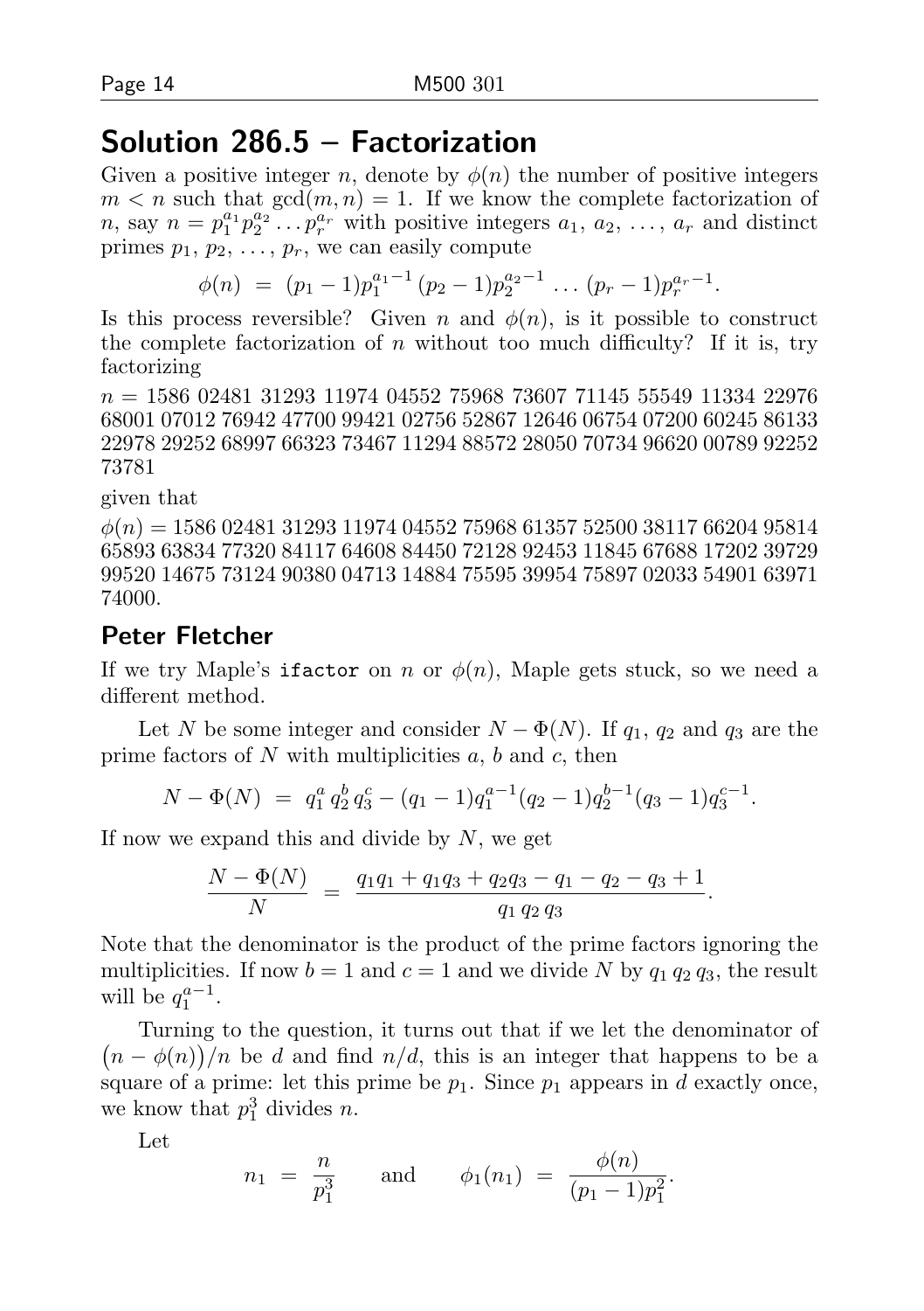## Solution 286.5 – Factorization

Given a positive integer $n$, denote by $\phi(n)$ the number of positive integers $m < n$ such that $\gcd(m, n) = 1$. If we know the complete factorization of $n$, say $n = p_1^{a_1} p_2^{a_2} \ldots p_r^{a_r}$ with positive integers $a_1, a_2, \ldots, a_r$ and distinct primes $p_1, p_2, \ldots, p_r$, we can easily compute

$$\phi(n) = (p_1 - 1)p_1^{a_1-1}\,(p_2 - 1)p_2^{a_2-1} \ldots (p_r - 1)p_r^{a_r-1}.$$

Is this process reversible? Given $n$ and $\phi(n)$, is it possible to construct the complete factorization of $n$ without too much difficulty? If it is, try factorizing

$n$ = 1586 02481 31293 11974 04552 75968 73607 71145 55549 11334 22976 68001 07012 76942 47700 99421 02756 52867 12646 06754 07200 60245 86133 22978 29252 68997 66323 73467 11294 88572 28050 70734 96620 00789 92252 73781

given that

$\phi(n)$ = 1586 02481 31293 11974 04552 75968 61357 52500 38117 66204 95814 65893 63834 77320 84117 64608 84450 72128 92453 11845 67688 17202 39729 99520 14675 73124 90380 04713 14884 75595 39954 75897 02033 54901 63971 74000.

### Peter Fletcher

If we try Maple's `ifactor` on $n$ or $\phi(n)$, Maple gets stuck, so we need a different method.

Let $N$ be some integer and consider $N - \Phi(N)$. If $q_1$, $q_2$ and $q_3$ are the prime factors of $N$ with multiplicities $a$, $b$ and $c$, then

$$N - \Phi(N) = q_1^a\, q_2^b\, q_3^c - (q_1 - 1)q_1^{a-1}(q_2 - 1)q_2^{b-1}(q_3 - 1)q_3^{c-1}.$$

If now we expand this and divide by $N$, we get

$$\frac{N - \Phi(N)}{N} = \frac{q_1 q_1 + q_1 q_3 + q_2 q_3 - q_1 - q_2 - q_3 + 1}{q_1\, q_2\, q_3}.$$

Note that the denominator is the product of the prime factors ignoring the multiplicities. If now $b = 1$ and $c = 1$ and we divide $N$ by $q_1\, q_2\, q_3$, the result will be $q_1^{a-1}$.

Turning to the question, it turns out that if we let the denominator of $\big(n - \phi(n)\big)/n$ be $d$ and find $n/d$, this is an integer that happens to be a square of a prime: let this prime be $p_1$. Since $p_1$ appears in $d$ exactly once, we know that $p_1^3$ divides $n$.

Let

$$n_1 = \frac{n}{p_1^3} \qquad \text{and} \qquad \phi_1(n_1) = \frac{\phi(n)}{(p_1 - 1)p_1^2}.$$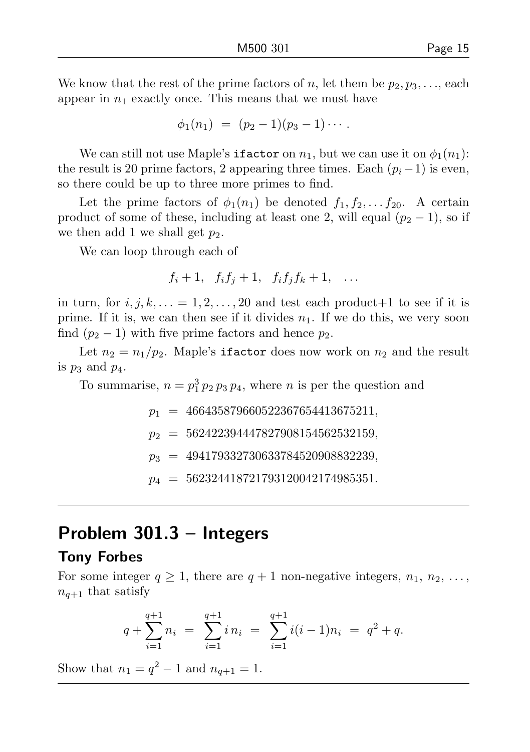We know that the rest of the prime factors of $n$, let them be $p_2, p_3, \ldots$, each appear in $n_1$ exactly once. This means that we must have

$$\phi_1(n_1) \;=\; (p_2 - 1)(p_3 - 1)\cdots.$$

We can still not use Maple's `ifactor` on $n_1$, but we can use it on $\phi_1(n_1)$: the result is 20 prime factors, 2 appearing three times. Each $(p_i - 1)$ is even, so there could be up to three more primes to find.

Let the prime factors of $\phi_1(n_1)$ be denoted $f_1, f_2, \ldots f_{20}$. A certain product of some of these, including at least one 2, will equal $(p_2 - 1)$, so if we then add 1 we shall get $p_2$.

We can loop through each of

$$f_i + 1, \quad f_i f_j + 1, \quad f_i f_j f_k + 1, \quad \ldots$$

in turn, for $i, j, k, \ldots = 1, 2, \ldots, 20$ and test each product+1 to see if it is prime. If it is, we can then see if it divides $n_1$. If we do this, we very soon find $(p_2 - 1)$ with five prime factors and hence $p_2$.

Let $n_2 = n_1/p_2$. Maple's `ifactor` does now work on $n_2$ and the result is $p_3$ and $p_4$.

To summarise, $n = p_1^3\, p_2\, p_3\, p_4$, where $n$ is per the question and

$$\begin{aligned}
p_1 &= 4664358796605223676544136752 11,\\
p_2 &= 5624223944478279081545625321 59,\\
p_3 &= 4941793327306337845209088322 39,\\
p_4 &= 5623244187217931200421749853 51.
\end{aligned}$$

## Problem 301.3 – Integers

### Tony Forbes

For some integer $q \ge 1$, there are $q + 1$ non-negative integers, $n_1, n_2, \ldots, n_{q+1}$ that satisfy

$$q + \sum_{i=1}^{q+1} n_i \;=\; \sum_{i=1}^{q+1} i\, n_i \;=\; \sum_{i=1}^{q+1} i(i-1) n_i \;=\; q^2 + q.$$

Show that $n_1 = q^2 - 1$ and $n_{q+1} = 1$.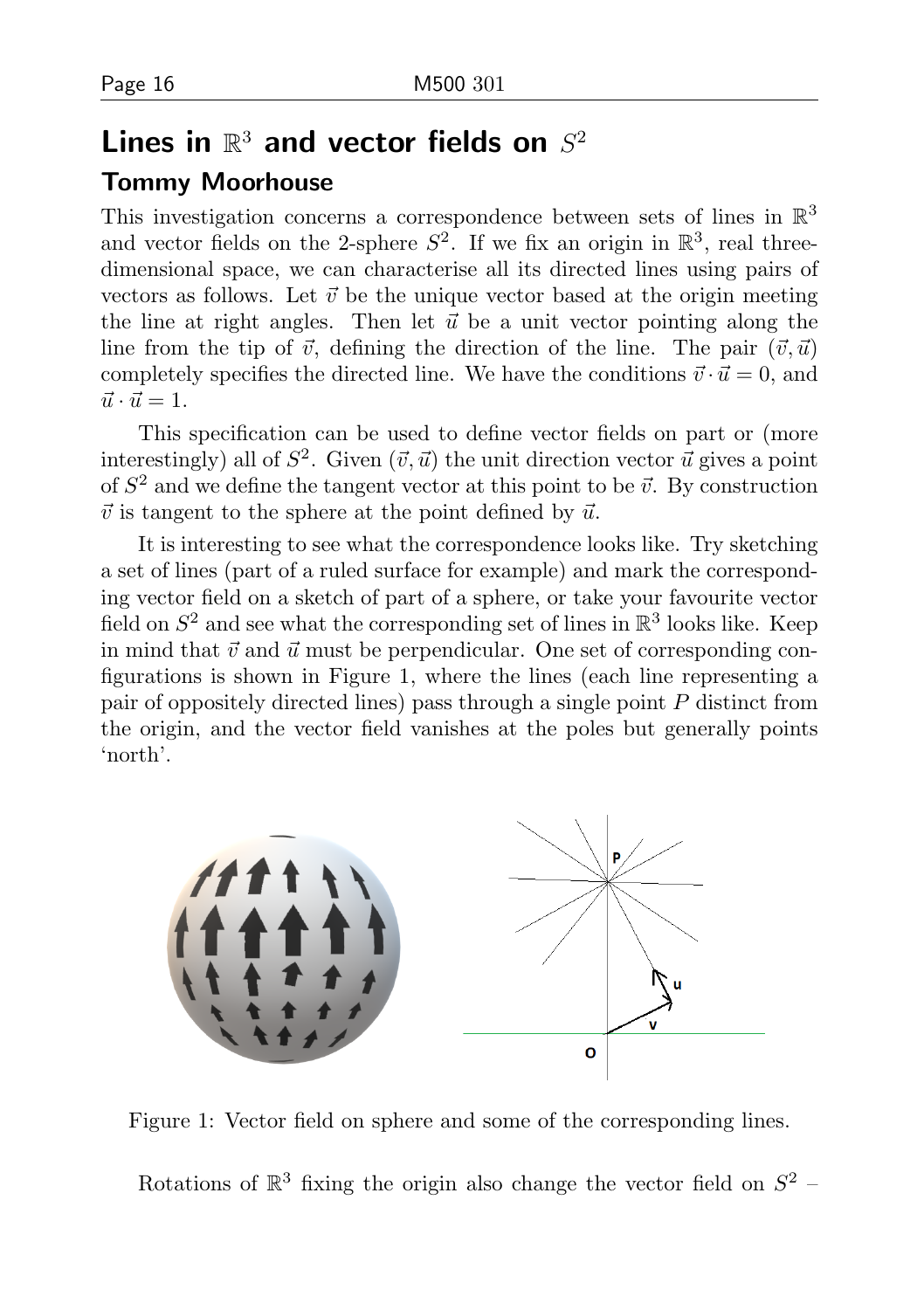# Lines in $\mathbb{R}^3$ and vector fields on $S^2$

## Tommy Moorhouse

This investigation concerns a correspondence between sets of lines in $\mathbb{R}^3$ and vector fields on the 2-sphere $S^2$. If we fix an origin in $\mathbb{R}^3$, real three-dimensional space, we can characterise all its directed lines using pairs of vectors as follows. Let $\vec{v}$ be the unique vector based at the origin meeting the line at right angles. Then let $\vec{u}$ be a unit vector pointing along the line from the tip of $\vec{v}$, defining the direction of the line. The pair $(\vec{v}, \vec{u})$ completely specifies the directed line. We have the conditions $\vec{v} \cdot \vec{u} = 0$, and $\vec{u} \cdot \vec{u} = 1$.

This specification can be used to define vector fields on part or (more interestingly) all of $S^2$. Given $(\vec{v}, \vec{u})$ the unit direction vector $\vec{u}$ gives a point of $S^2$ and we define the tangent vector at this point to be $\vec{v}$. By construction $\vec{v}$ is tangent to the sphere at the point defined by $\vec{u}$.

It is interesting to see what the correspondence looks like. Try sketching a set of lines (part of a ruled surface for example) and mark the corresponding vector field on a sketch of part of a sphere, or take your favourite vector field on $S^2$ and see what the corresponding set of lines in $\mathbb{R}^3$ looks like. Keep in mind that $\vec{v}$ and $\vec{u}$ must be perpendicular. One set of corresponding configurations is shown in Figure 1, where the lines (each line representing a pair of oppositely directed lines) pass through a single point $P$ distinct from the origin, and the vector field vanishes at the poles but generally points 'north'.

Figure 1: Vector field on sphere and some of the corresponding lines.

Rotations of $\mathbb{R}^3$ fixing the origin also change the vector field on $S^2$ –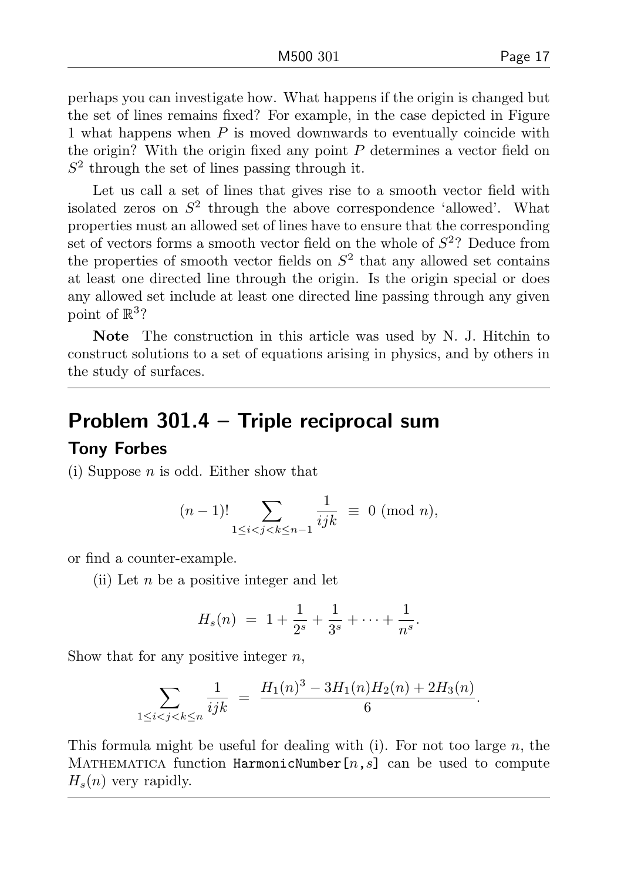perhaps you can investigate how. What happens if the origin is changed but the set of lines remains fixed? For example, in the case depicted in Figure 1 what happens when $P$ is moved downwards to eventually coincide with the origin? With the origin fixed any point $P$ determines a vector field on $S^2$ through the set of lines passing through it.

Let us call a set of lines that gives rise to a smooth vector field with isolated zeros on $S^2$ through the above correspondence 'allowed'. What properties must an allowed set of lines have to ensure that the corresponding set of vectors forms a smooth vector field on the whole of $S^2$? Deduce from the properties of smooth vector fields on $S^2$ that any allowed set contains at least one directed line through the origin. Is the origin special or does any allowed set include at least one directed line passing through any given point of $\mathbb{R}^3$?

**Note** The construction in this article was used by N. J. Hitchin to construct solutions to a set of equations arising in physics, and by others in the study of surfaces.

---

## Problem 301.4 – Triple reciprocal sum

### Tony Forbes

(i) Suppose $n$ is odd. Either show that

$$(n-1)! \sum_{1 \le i < j < k \le n-1} \frac{1}{ijk} \;\equiv\; 0 \pmod{n},$$

or find a counter-example.

(ii) Let $n$ be a positive integer and let

$$H_s(n) \;=\; 1 + \frac{1}{2^s} + \frac{1}{3^s} + \cdots + \frac{1}{n^s}.$$

Show that for any positive integer $n$,

$$\sum_{1 \le i < j < k \le n} \frac{1}{ijk} \;=\; \frac{H_1(n)^3 - 3H_1(n)H_2(n) + 2H_3(n)}{6}.$$

This formula might be useful for dealing with (i). For not too large $n$, the MATHEMATICA function `HarmonicNumber[n,s]` can be used to compute $H_s(n)$ very rapidly.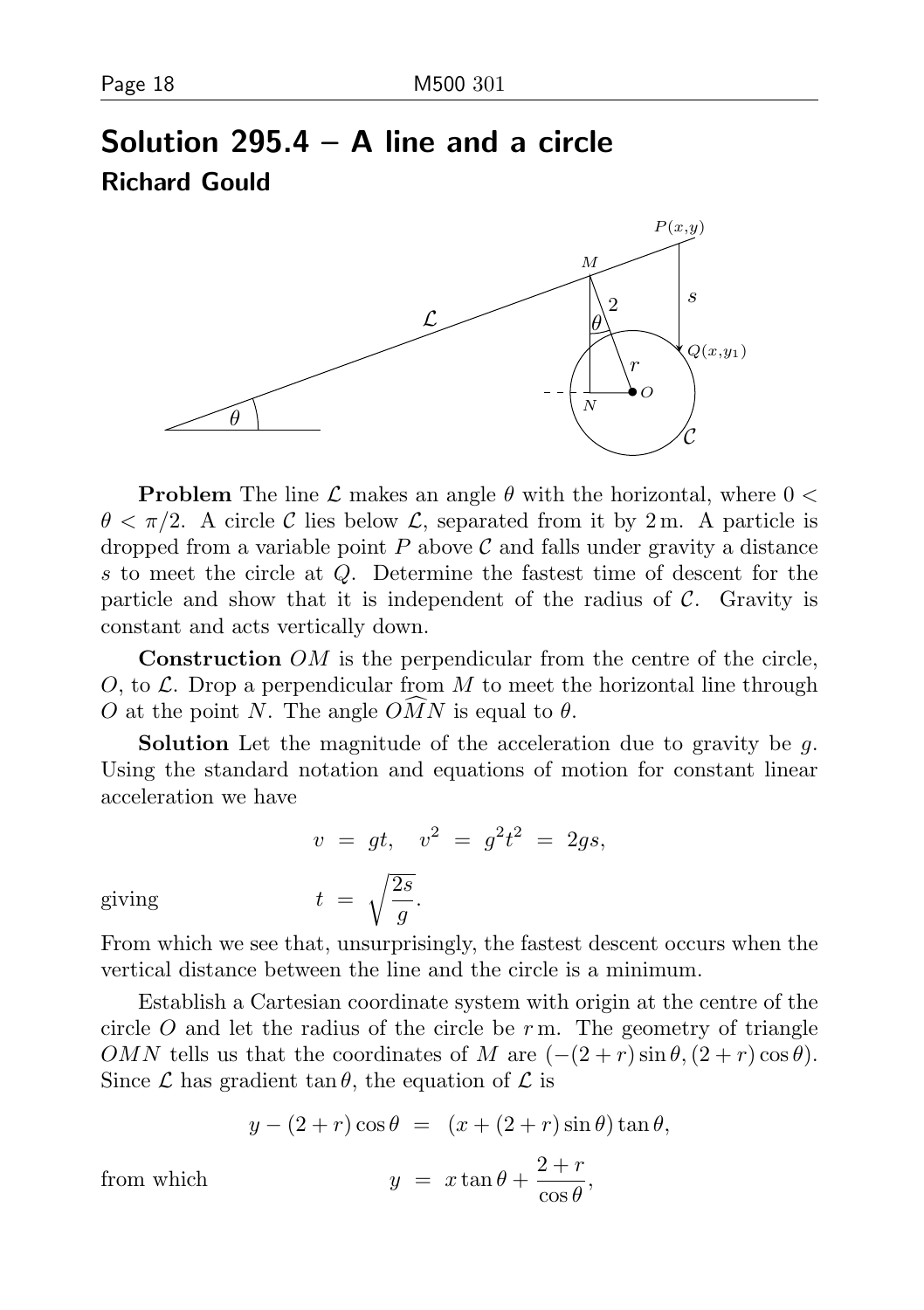## Solution 295.4 – A line and a circle

### Richard Gould

**Problem** The line $\mathcal{L}$ makes an angle $\theta$ with the horizontal, where $0 < \theta < \pi/2$. A circle $\mathcal{C}$ lies below $\mathcal{L}$, separated from it by 2 m. A particle is dropped from a variable point $P$ above $\mathcal{C}$ and falls under gravity a distance $s$ to meet the circle at $Q$. Determine the fastest time of descent for the particle and show that it is independent of the radius of $\mathcal{C}$. Gravity is constant and acts vertically down.

**Construction** $OM$ is the perpendicular from the centre of the circle, $O$, to $\mathcal{L}$. Drop a perpendicular from $M$ to meet the horizontal line through $O$ at the point $N$. The angle $O\widehat{M}N$ is equal to $\theta$.

**Solution** Let the magnitude of the acceleration due to gravity be $g$. Using the standard notation and equations of motion for constant linear acceleration we have

$$v = gt, \quad v^2 = g^2t^2 = 2gs,$$

giving

$$t = \sqrt{\frac{2s}{g}}.$$

From which we see that, unsurprisingly, the fastest descent occurs when the vertical distance between the line and the circle is a minimum.

Establish a Cartesian coordinate system with origin at the centre of the circle $O$ and let the radius of the circle be $r$ m. The geometry of triangle $OMN$ tells us that the coordinates of $M$ are $(-(2+r)\sin\theta, (2+r)\cos\theta)$. Since $\mathcal{L}$ has gradient $\tan\theta$, the equation of $\mathcal{L}$ is

$$y - (2+r)\cos\theta = (x + (2+r)\sin\theta)\tan\theta,$$

from which

$$y = x\tan\theta + \frac{2+r}{\cos\theta},$$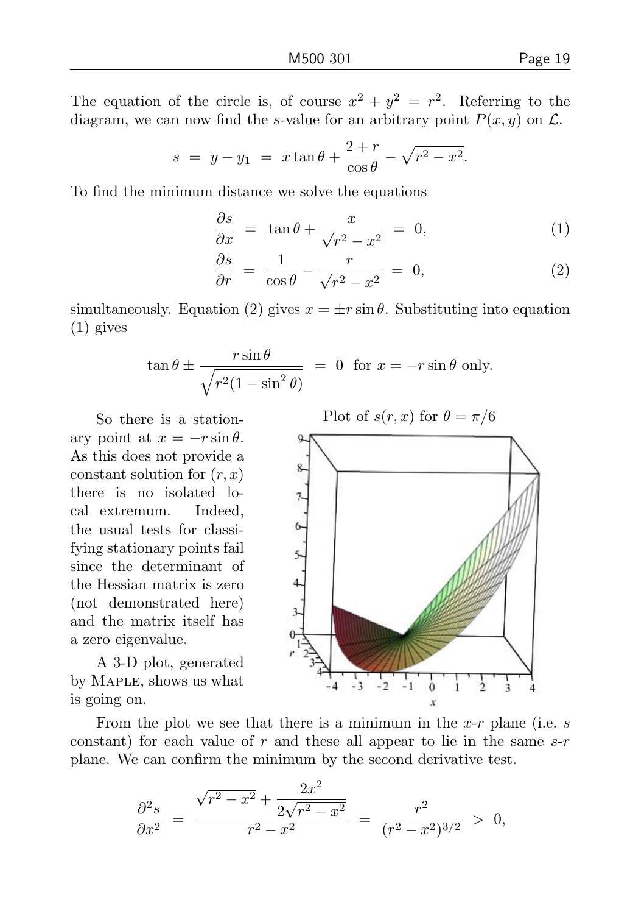The equation of the circle is, of course $x^2 + y^2 = r^2$. Referring to the diagram, we can now find the $s$-value for an arbitrary point $P(x, y)$ on $\mathcal{L}$.

$$s = y - y_1 = x\tan\theta + \frac{2+r}{\cos\theta} - \sqrt{r^2 - x^2}.$$

To find the minimum distance we solve the equations

$$\frac{\partial s}{\partial x} = \tan\theta + \frac{x}{\sqrt{r^2 - x^2}} = 0, \tag{1}$$

$$\frac{\partial s}{\partial r} = \frac{1}{\cos\theta} - \frac{r}{\sqrt{r^2 - x^2}} = 0, \tag{2}$$

simultaneously. Equation (2) gives $x = \pm r\sin\theta$. Substituting into equation (1) gives

$$\tan\theta \pm \frac{r\sin\theta}{\sqrt{r^2(1-\sin^2\theta)}} = 0 \quad \text{for } x = -r\sin\theta \text{ only.}$$

So there is a stationary point at $x = -r\sin\theta$. As this does not provide a constant solution for $(r, x)$ there is no isolated local extremum. Indeed, the usual tests for classifying stationary points fail since the determinant of the Hessian matrix is zero (not demonstrated here) and the matrix itself has a zero eigenvalue.

A 3-D plot, generated by MAPLE, shows us what is going on.

Plot of $s(r, x)$ for $\theta = \pi/6$

From the plot we see that there is a minimum in the $x$-$r$ plane (i.e. $s$ constant) for each value of $r$ and these all appear to lie in the same $s$-$r$ plane. We can confirm the minimum by the second derivative test.

$$\frac{\partial^2 s}{\partial x^2} = \frac{\sqrt{r^2 - x^2} + \dfrac{2x^2}{2\sqrt{r^2 - x^2}}}{r^2 - x^2} = \frac{r^2}{(r^2 - x^2)^{3/2}} > 0,$$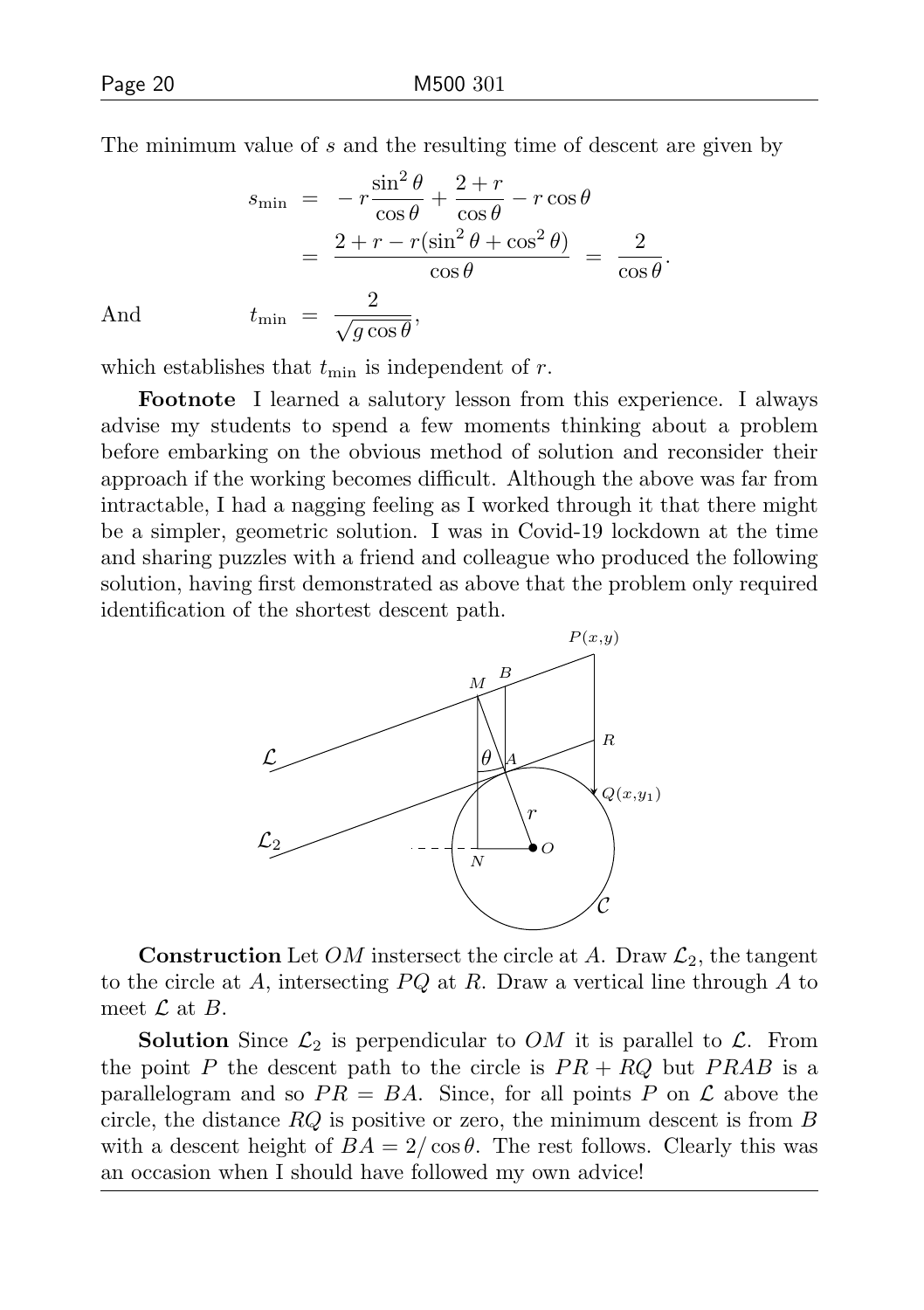The minimum value of $s$ and the resulting time of descent are given by

$$
\begin{aligned}
s_{\min} &= -r\frac{\sin^2\theta}{\cos\theta} + \frac{2+r}{\cos\theta} - r\cos\theta \\
&= \frac{2+r-r(\sin^2\theta+\cos^2\theta)}{\cos\theta} = \frac{2}{\cos\theta}.
\end{aligned}
$$

And
$$
t_{\min} = \frac{2}{\sqrt{g\cos\theta}},
$$

which establishes that $t_{\min}$ is independent of $r$.

**Footnote** I learned a salutory lesson from this experience. I always advise my students to spend a few moments thinking about a problem before embarking on the obvious method of solution and reconsider their approach if the working becomes difficult. Although the above was far from intractable, I had a nagging feeling as I worked through it that there might be a simpler, geometric solution. I was in Covid-19 lockdown at the time and sharing puzzles with a friend and colleague who produced the following solution, having first demonstrated as above that the problem only required identification of the shortest descent path.

**Construction** Let $OM$ instersect the circle at $A$. Draw $\mathcal{L}_2$, the tangent to the circle at $A$, intersecting $PQ$ at $R$. Draw a vertical line through $A$ to meet $\mathcal{L}$ at $B$.

**Solution** Since $\mathcal{L}_2$ is perpendicular to $OM$ it is parallel to $\mathcal{L}$. From the point $P$ the descent path to the circle is $PR + RQ$ but $PRAB$ is a parallelogram and so $PR = BA$. Since, for all points $P$ on $\mathcal{L}$ above the circle, the distance $RQ$ is positive or zero, the minimum descent is from $B$ with a descent height of $BA = 2/\cos\theta$. The rest follows. Clearly this was an occasion when I should have followed my own advice!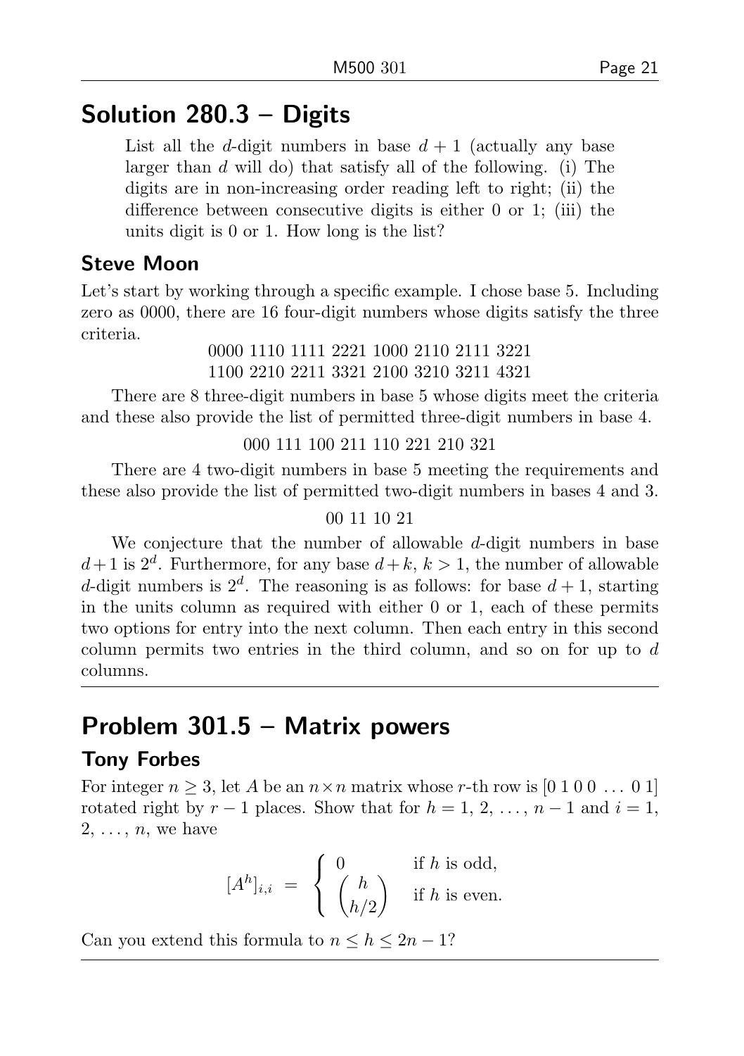## Solution 280.3 – Digits

> List all the $d$-digit numbers in base $d + 1$ (actually any base larger than $d$ will do) that satisfy all of the following. (i) The digits are in non-increasing order reading left to right; (ii) the difference between consecutive digits is either 0 or 1; (iii) the units digit is 0 or 1. How long is the list?

### Steve Moon

Let's start by working through a specific example. I chose base 5. Including zero as 0000, there are 16 four-digit numbers whose digits satisfy the three criteria.

0000 1110 1111 2221 1000 2110 2111 3221
1100 2210 2211 3321 2100 3210 3211 4321

There are 8 three-digit numbers in base 5 whose digits meet the criteria and these also provide the list of permitted three-digit numbers in base 4.

000 111 100 211 110 221 210 321

There are 4 two-digit numbers in base 5 meeting the requirements and these also provide the list of permitted two-digit numbers in bases 4 and 3.

00 11 10 21

We conjecture that the number of allowable $d$-digit numbers in base $d+1$ is $2^d$. Furthermore, for any base $d+k$, $k > 1$, the number of allowable $d$-digit numbers is $2^d$. The reasoning is as follows: for base $d+1$, starting in the units column as required with either 0 or 1, each of these permits two options for entry into the next column. Then each entry in this second column permits two entries in the third column, and so on for up to $d$ columns.

## Problem 301.5 – Matrix powers

### Tony Forbes

For integer $n \geq 3$, let $A$ be an $n \times n$ matrix whose $r$-th row is $[0\ 1\ 0\ 0\ \ldots\ 0\ 1]$ rotated right by $r - 1$ places. Show that for $h = 1, 2, \ldots, n-1$ and $i = 1, 2, \ldots, n$, we have

$$[A^h]_{i,i} \;=\; \begin{cases} 0 & \text{if } h \text{ is odd,} \\ \dbinom{h}{h/2} & \text{if } h \text{ is even.} \end{cases}$$

Can you extend this formula to $n \leq h \leq 2n - 1$?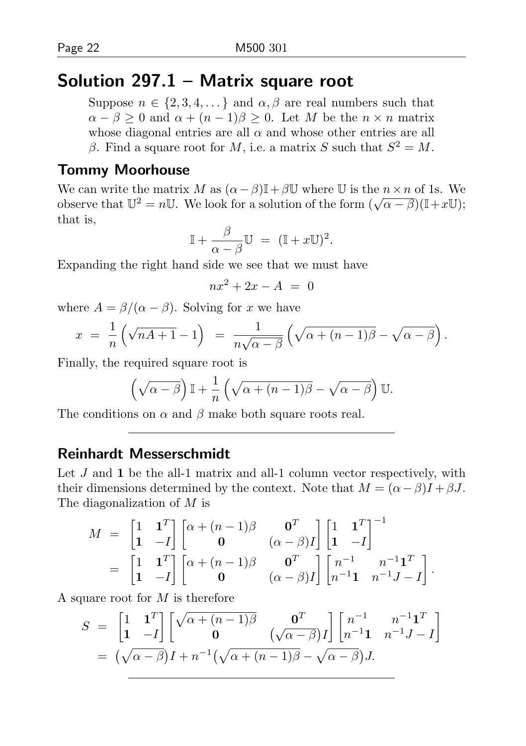## Solution 297.1 – Matrix square root

> Suppose $n \in \{2, 3, 4, \dots\}$ and $\alpha, \beta$ are real numbers such that $\alpha - \beta \geq 0$ and $\alpha + (n-1)\beta \geq 0$. Let $M$ be the $n \times n$ matrix whose diagonal entries are all $\alpha$ and whose other entries are all $\beta$. Find a square root for $M$, i.e. a matrix $S$ such that $S^2 = M$.

### Tommy Moorhouse

We can write the matrix $M$ as $(\alpha - \beta)\mathbb{I} + \beta\mathbb{U}$ where $\mathbb{U}$ is the $n \times n$ of 1s. We observe that $\mathbb{U}^2 = n\mathbb{U}$. We look for a solution of the form $(\sqrt{\alpha - \beta})(\mathbb{I} + x\mathbb{U})$; that is,

$$\mathbb{I} + \frac{\beta}{\alpha - \beta}\mathbb{U} \;=\; (\mathbb{I} + x\mathbb{U})^2.$$

Expanding the right hand side we see that we must have

$$nx^2 + 2x - A \;=\; 0$$

where $A = \beta/(\alpha - \beta)$. Solving for $x$ we have

$$x \;=\; \frac{1}{n}\left(\sqrt{nA + 1} - 1\right) \;=\; \frac{1}{n\sqrt{\alpha - \beta}}\left(\sqrt{\alpha + (n-1)\beta} - \sqrt{\alpha - \beta}\right).$$

Finally, the required square root is

$$\left(\sqrt{\alpha - \beta}\right)\mathbb{I} + \frac{1}{n}\left(\sqrt{\alpha + (n-1)\beta} - \sqrt{\alpha - \beta}\right)\mathbb{U}.$$

The conditions on $\alpha$ and $\beta$ make both square roots real.

---

### Reinhardt Messerschmidt

Let $J$ and $\mathbf{1}$ be the all-1 matrix and all-1 column vector respectively, with their dimensions determined by the context. Note that $M = (\alpha - \beta)I + \beta J$. The diagonalization of $M$ is

$$\begin{aligned}
M \;&=\; \begin{bmatrix} 1 & \mathbf{1}^T \\ \mathbf{1} & -I \end{bmatrix} \begin{bmatrix} \alpha + (n-1)\beta & \mathbf{0}^T \\ \mathbf{0} & (\alpha - \beta)I \end{bmatrix} \begin{bmatrix} 1 & \mathbf{1}^T \\ \mathbf{1} & -I \end{bmatrix}^{-1} \\
&=\; \begin{bmatrix} 1 & \mathbf{1}^T \\ \mathbf{1} & -I \end{bmatrix} \begin{bmatrix} \alpha + (n-1)\beta & \mathbf{0}^T \\ \mathbf{0} & (\alpha - \beta)I \end{bmatrix} \begin{bmatrix} n^{-1} & n^{-1}\mathbf{1}^T \\ n^{-1}\mathbf{1} & n^{-1}J - I \end{bmatrix}.
\end{aligned}$$

A square root for $M$ is therefore

$$\begin{aligned}
S \;&=\; \begin{bmatrix} 1 & \mathbf{1}^T \\ \mathbf{1} & -I \end{bmatrix} \begin{bmatrix} \sqrt{\alpha + (n-1)\beta} & \mathbf{0}^T \\ \mathbf{0} & \left(\sqrt{\alpha - \beta}\right)I \end{bmatrix} \begin{bmatrix} n^{-1} & n^{-1}\mathbf{1}^T \\ n^{-1}\mathbf{1} & n^{-1}J - I \end{bmatrix} \\
&=\; \left(\sqrt{\alpha - \beta}\right)I + n^{-1}\left(\sqrt{\alpha + (n-1)\beta} - \sqrt{\alpha - \beta}\right)J.
\end{aligned}$$

---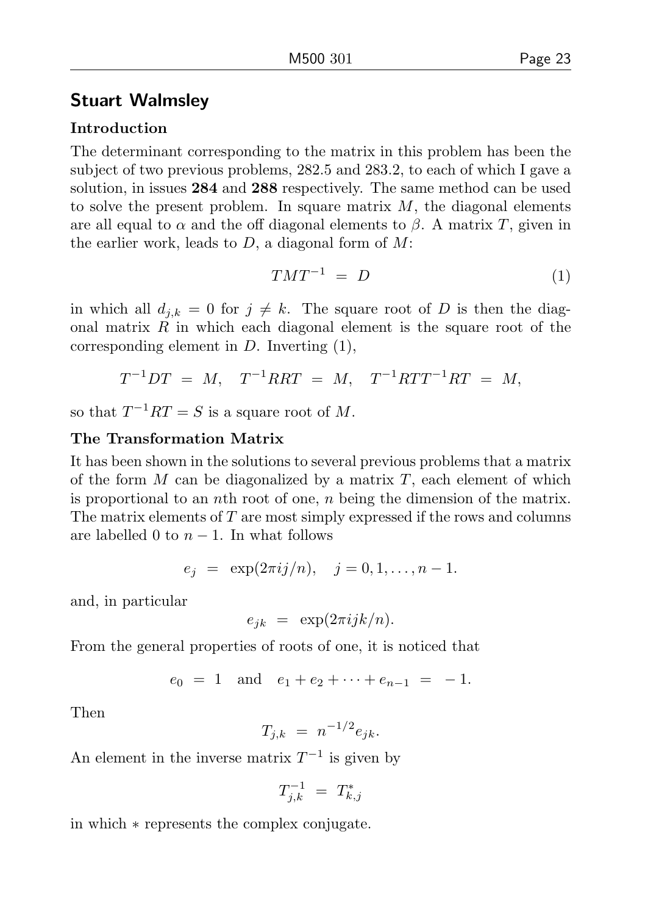## Stuart Walmsley

### Introduction

The determinant corresponding to the matrix in this problem has been the subject of two previous problems, 282.5 and 283.2, to each of which I gave a solution, in issues **284** and **288** respectively. The same method can be used to solve the present problem. In square matrix $M$, the diagonal elements are all equal to $\alpha$ and the off diagonal elements to $\beta$. A matrix $T$, given in the earlier work, leads to $D$, a diagonal form of $M$:

$$TMT^{-1} \;=\; D \tag{1}$$

in which all $d_{j,k} = 0$ for $j \neq k$. The square root of $D$ is then the diagonal matrix $R$ in which each diagonal element is the square root of the corresponding element in $D$. Inverting (1),

$$T^{-1}DT \;=\; M, \quad T^{-1}RRT \;=\; M, \quad T^{-1}RTT^{-1}RT \;=\; M,$$

so that $T^{-1}RT = S$ is a square root of $M$.

### The Transformation Matrix

It has been shown in the solutions to several previous problems that a matrix of the form $M$ can be diagonalized by a matrix $T$, each element of which is proportional to an $n$th root of one, $n$ being the dimension of the matrix. The matrix elements of $T$ are most simply expressed if the rows and columns are labelled 0 to $n-1$. In what follows

$$e_j \;=\; \exp(2\pi i j/n), \quad j = 0, 1, \ldots, n-1.$$

and, in particular

$$e_{jk} \;=\; \exp(2\pi i jk/n).$$

From the general properties of roots of one, it is noticed that

$$e_0 \;=\; 1 \quad \text{and} \quad e_1 + e_2 + \cdots + e_{n-1} \;=\; -1.$$

Then

$$T_{j,k} \;=\; n^{-1/2} e_{jk}.$$

An element in the inverse matrix $T^{-1}$ is given by

$$T^{-1}_{j,k} \;=\; T^{*}_{k,j}$$

in which $*$ represents the complex conjugate.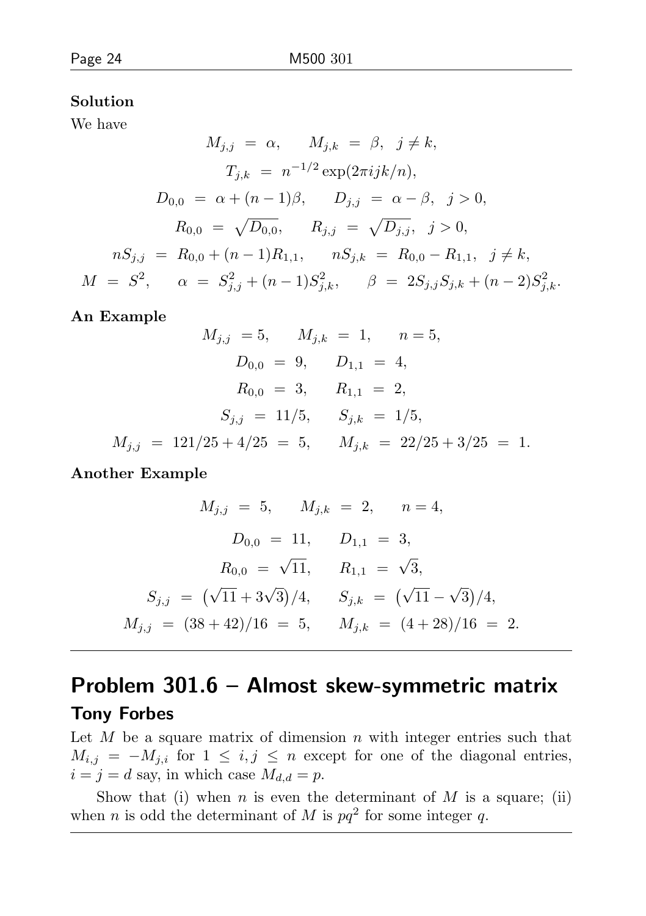**Solution**

We have

$$M_{j,j} = \alpha, \qquad M_{j,k} = \beta, \quad j \neq k,$$

$$T_{j,k} = n^{-1/2} \exp(2\pi ijk/n),$$

$$D_{0,0} = \alpha + (n-1)\beta, \qquad D_{j,j} = \alpha - \beta, \quad j > 0,$$

$$R_{0,0} = \sqrt{D_{0,0}}, \qquad R_{j,j} = \sqrt{D_{j,j}}, \quad j > 0,$$

$$nS_{j,j} = R_{0,0} + (n-1)R_{1,1}, \qquad nS_{j,k} = R_{0,0} - R_{1,1}, \quad j \neq k,$$

$$M = S^2, \qquad \alpha = S_{j,j}^2 + (n-1)S_{j,k}^2, \qquad \beta = 2S_{j,j}S_{j,k} + (n-2)S_{j,k}^2.$$

**An Example**

$$M_{j,j} = 5, \qquad M_{j,k} = 1, \qquad n = 5,$$

$$D_{0,0} = 9, \qquad D_{1,1} = 4,$$

$$R_{0,0} = 3, \qquad R_{1,1} = 2,$$

$$S_{j,j} = 11/5, \qquad S_{j,k} = 1/5,$$

$$M_{j,j} = 121/25 + 4/25 = 5, \qquad M_{j,k} = 22/25 + 3/25 = 1.$$

**Another Example**

$$M_{j,j} = 5, \qquad M_{j,k} = 2, \qquad n = 4,$$

$$D_{0,0} = 11, \qquad D_{1,1} = 3,$$

$$R_{0,0} = \sqrt{11}, \qquad R_{1,1} = \sqrt{3},$$

$$S_{j,j} = \left(\sqrt{11} + 3\sqrt{3}\right)/4, \qquad S_{j,k} = \left(\sqrt{11} - \sqrt{3}\right)/4,$$

$$M_{j,j} = (38 + 42)/16 = 5, \qquad M_{j,k} = (4 + 28)/16 = 2.$$

---

## Problem 301.6 – Almost skew-symmetric matrix

### Tony Forbes

Let $M$ be a square matrix of dimension $n$ with integer entries such that $M_{i,j} = -M_{j,i}$ for $1 \leq i, j \leq n$ except for one of the diagonal entries, $i = j = d$ say, in which case $M_{d,d} = p$.

Show that (i) when $n$ is even the determinant of $M$ is a square; (ii) when $n$ is odd the determinant of $M$ is $pq^2$ for some integer $q$.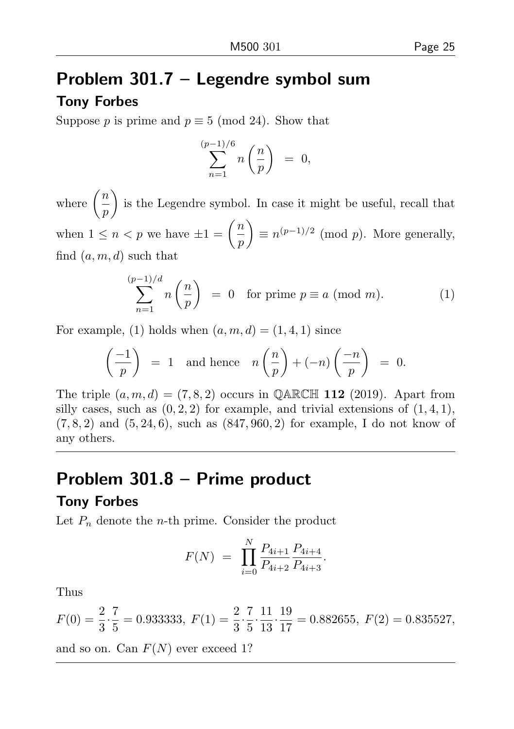## Problem 301.7 – Legendre symbol sum

### Tony Forbes

Suppose $p$ is prime and $p \equiv 5 \pmod{24}$. Show that

$$\sum_{n=1}^{(p-1)/6} n \left(\frac{n}{p}\right) \;=\; 0,$$

where $\left(\frac{n}{p}\right)$ is the Legendre symbol. In case it might be useful, recall that when $1 \le n < p$ we have $\pm 1 = \left(\frac{n}{p}\right) \equiv n^{(p-1)/2} \pmod{p}$. More generally, find $(a, m, d)$ such that

$$\sum_{n=1}^{(p-1)/d} n \left(\frac{n}{p}\right) \;=\; 0 \quad \text{for prime } p \equiv a \pmod{m}. \tag{1}$$

For example, (1) holds when $(a, m, d) = (1, 4, 1)$ since

$$\left(\frac{-1}{p}\right) \;=\; 1 \quad \text{and hence} \quad n\left(\frac{n}{p}\right) + (-n)\left(\frac{-n}{p}\right) \;=\; 0.$$

The triple $(a, m, d) = (7, 8, 2)$ occurs in $\mathbb{QARCH}$ **112** (2019). Apart from silly cases, such as $(0, 2, 2)$ for example, and trivial extensions of $(1, 4, 1)$, $(7, 8, 2)$ and $(5, 24, 6)$, such as $(847, 960, 2)$ for example, I do not know of any others.

## Problem 301.8 – Prime product

### Tony Forbes

Let $P_n$ denote the $n$-th prime. Consider the product

$$F(N) \;=\; \prod_{i=0}^{N} \frac{P_{4i+1}}{P_{4i+2}} \frac{P_{4i+4}}{P_{4i+3}}.$$

Thus

$F(0) = \dfrac{2}{3} \cdot \dfrac{7}{5} = 0.933333$, $F(1) = \dfrac{2}{3} \cdot \dfrac{7}{5} \cdot \dfrac{11}{13} \cdot \dfrac{19}{17} = 0.882655$, $F(2) = 0.835527$,

and so on. Can $F(N)$ ever exceed 1?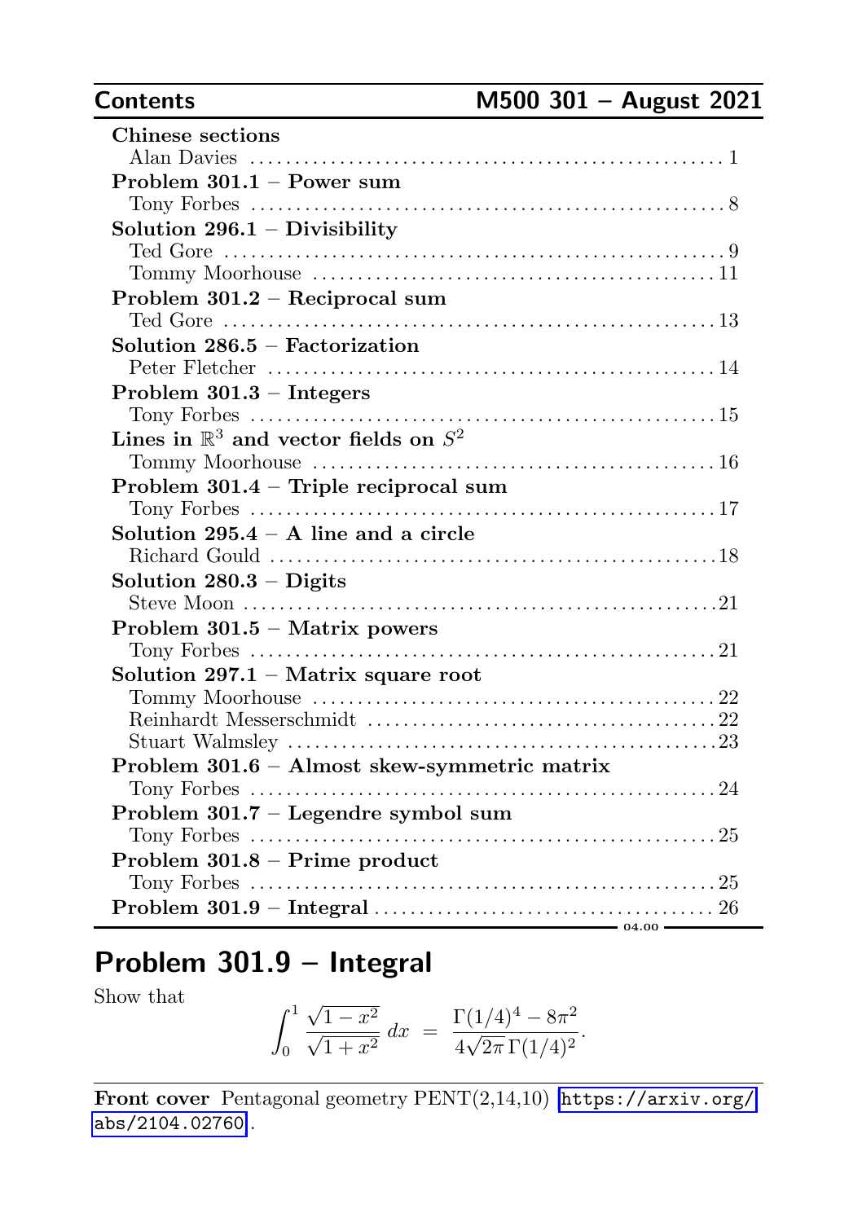## Contents

**M500 301 – August 2021**

**Chinese sections**
Alan Davies ........................................................ 1

**Problem 301.1 – Power sum**
Tony Forbes ........................................................ 8

**Solution 296.1 – Divisibility**
Ted Gore ........................................................ 9
Tommy Moorhouse ........................................................ 11

**Problem 301.2 – Reciprocal sum**
Ted Gore ........................................................ 13

**Solution 286.5 – Factorization**
Peter Fletcher ........................................................ 14

**Problem 301.3 – Integers**
Tony Forbes ........................................................ 15

**Lines in $\mathbb{R}^3$ and vector fields on $S^2$**
Tommy Moorhouse ........................................................ 16

**Problem 301.4 – Triple reciprocal sum**
Tony Forbes ........................................................ 17

**Solution 295.4 – A line and a circle**
Richard Gould ........................................................ 18

**Solution 280.3 – Digits**
Steve Moon ........................................................ 21

**Problem 301.5 – Matrix powers**
Tony Forbes ........................................................ 21

**Solution 297.1 – Matrix square root**
Tommy Moorhouse ........................................................ 22
Reinhardt Messerschmidt ........................................................ 22
Stuart Walmsley ........................................................ 23

**Problem 301.6 – Almost skew-symmetric matrix**
Tony Forbes ........................................................ 24

**Problem 301.7 – Legendre symbol sum**
Tony Forbes ........................................................ 25

**Problem 301.8 – Prime product**
Tony Forbes ........................................................ 25

**Problem 301.9 – Integral** ........................................................ 26

04.00

## Problem 301.9 – Integral

Show that

$$\int_0^1 \frac{\sqrt{1-x^2}}{\sqrt{1+x^2}}\,dx \;=\; \frac{\Gamma(1/4)^4 - 8\pi^2}{4\sqrt{2\pi}\,\Gamma(1/4)^2}.$$

---

**Front cover** Pentagonal geometry PENT(2,14,10) https://arxiv.org/abs/2104.02760.